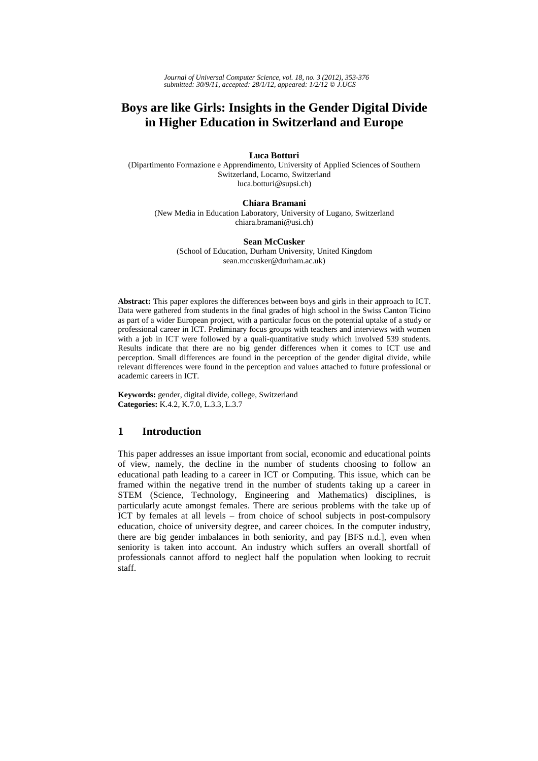# Boys are like Girls: Insights in the Gender Digital Divide in Higher Education in Switzerland and Europe

**Luca Botturi**
(Dipartimento Formazione e Apprendimento, University of Applied Sciences of Southern Switzerland, Locarno, Switzerland
luca.botturi@supsi.ch)

**Chiara Bramani**
(New Media in Education Laboratory, University of Lugano, Switzerland
chiara.bramani@usi.ch)

**Sean McCusker**
(School of Education, Durham University, United Kingdom
sean.mccusker@durham.ac.uk)

**Abstract:** This paper explores the differences between boys and girls in their approach to ICT. Data were gathered from students in the final grades of high school in the Swiss Canton Ticino as part of a wider European project, with a particular focus on the potential uptake of a study or professional career in ICT. Preliminary focus groups with teachers and interviews with women with a job in ICT were followed by a quali-quantitative study which involved 539 students. Results indicate that there are no big gender differences when it comes to ICT use and perception. Small differences are found in the perception of the gender digital divide, while relevant differences were found in the perception and values attached to future professional or academic careers in ICT.

**Keywords:** gender, digital divide, college, Switzerland
**Categories:** K.4.2, K.7.0, L.3.3, L.3.7

## 1 Introduction

This paper addresses an issue important from social, economic and educational points of view, namely, the decline in the number of students choosing to follow an educational path leading to a career in ICT or Computing. This issue, which can be framed within the negative trend in the number of students taking up a career in STEM (Science, Technology, Engineering and Mathematics) disciplines, is particularly acute amongst females. There are serious problems with the take up of ICT by females at all levels – from choice of school subjects in post-compulsory education, choice of university degree, and career choices. In the computer industry, there are big gender imbalances in both seniority, and pay [BFS n.d.], even when seniority is taken into account. An industry which suffers an overall shortfall of professionals cannot afford to neglect half the population when looking to recruit staff.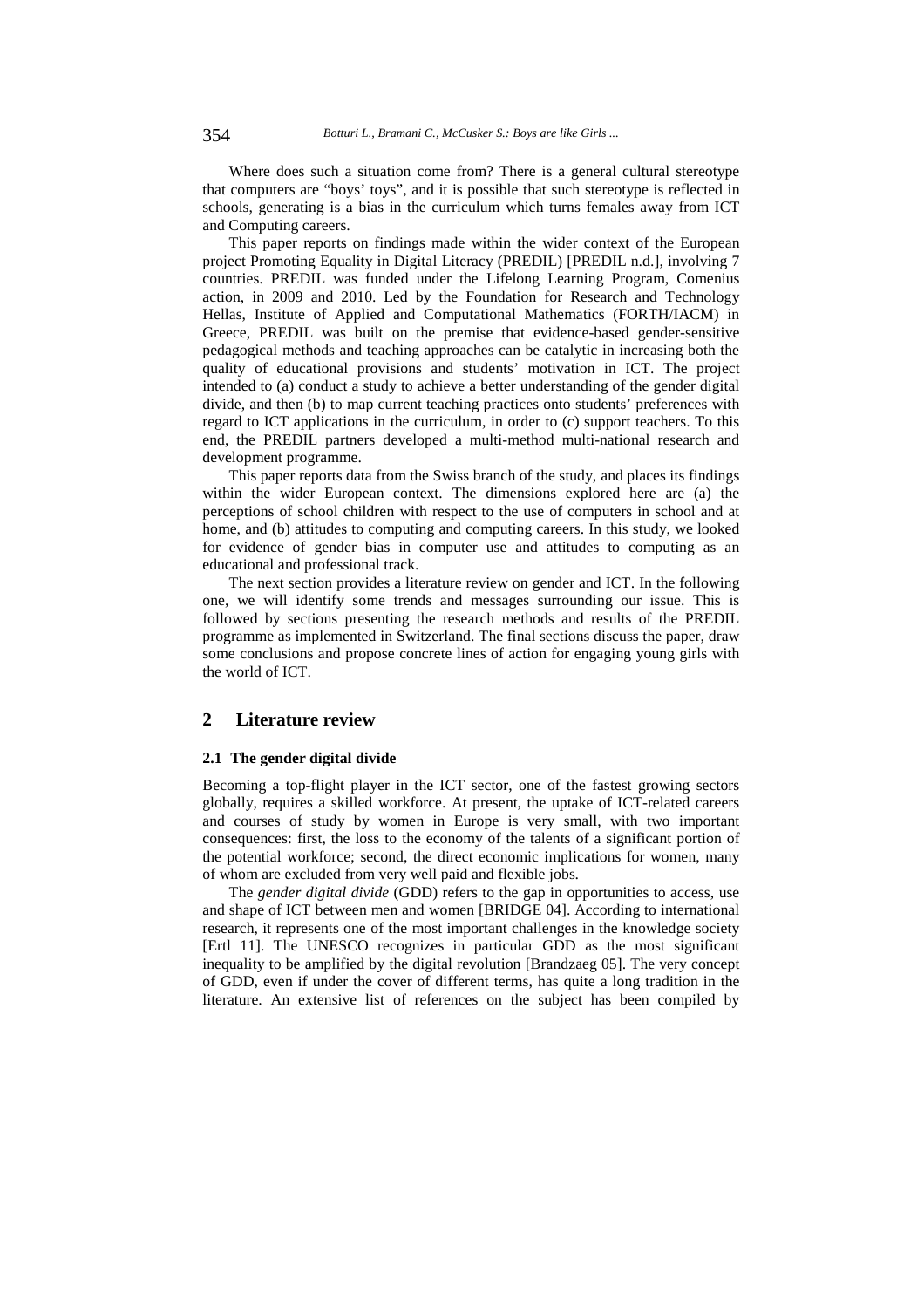Where does such a situation come from? There is a general cultural stereotype that computers are "boys' toys", and it is possible that such stereotype is reflected in schools, generating is a bias in the curriculum which turns females away from ICT and Computing careers.

This paper reports on findings made within the wider context of the European project Promoting Equality in Digital Literacy (PREDIL) [PREDIL n.d.], involving 7 countries. PREDIL was funded under the Lifelong Learning Program, Comenius action, in 2009 and 2010. Led by the Foundation for Research and Technology Hellas, Institute of Applied and Computational Mathematics (FORTH/IACM) in Greece, PREDIL was built on the premise that evidence-based gender-sensitive pedagogical methods and teaching approaches can be catalytic in increasing both the quality of educational provisions and students' motivation in ICT. The project intended to (a) conduct a study to achieve a better understanding of the gender digital divide, and then (b) to map current teaching practices onto students' preferences with regard to ICT applications in the curriculum, in order to (c) support teachers. To this end, the PREDIL partners developed a multi-method multi-national research and development programme.

This paper reports data from the Swiss branch of the study, and places its findings within the wider European context. The dimensions explored here are (a) the perceptions of school children with respect to the use of computers in school and at home, and (b) attitudes to computing and computing careers. In this study, we looked for evidence of gender bias in computer use and attitudes to computing as an educational and professional track.

The next section provides a literature review on gender and ICT. In the following one, we will identify some trends and messages surrounding our issue. This is followed by sections presenting the research methods and results of the PREDIL programme as implemented in Switzerland. The final sections discuss the paper, draw some conclusions and propose concrete lines of action for engaging young girls with the world of ICT.

## 2 Literature review

### 2.1 The gender digital divide

Becoming a top-flight player in the ICT sector, one of the fastest growing sectors globally, requires a skilled workforce. At present, the uptake of ICT-related careers and courses of study by women in Europe is very small, with two important consequences: first, the loss to the economy of the talents of a significant portion of the potential workforce; second, the direct economic implications for women, many of whom are excluded from very well paid and flexible jobs.

The *gender digital divide* (GDD) refers to the gap in opportunities to access, use and shape of ICT between men and women [BRIDGE 04]. According to international research, it represents one of the most important challenges in the knowledge society [Ertl 11]. The UNESCO recognizes in particular GDD as the most significant inequality to be amplified by the digital revolution [Brandzaeg 05]. The very concept of GDD, even if under the cover of different terms, has quite a long tradition in the literature. An extensive list of references on the subject has been compiled by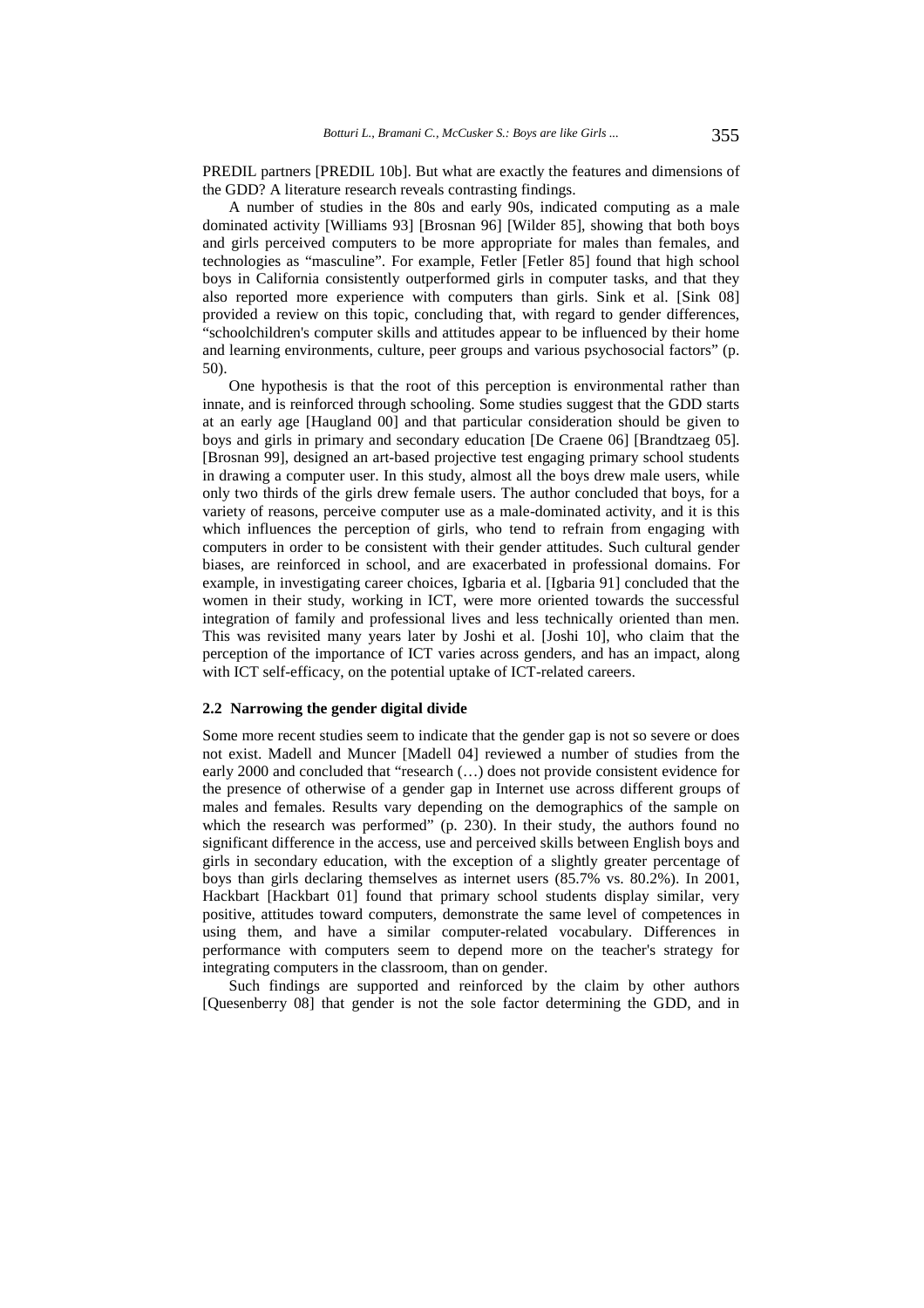PREDIL partners [PREDIL 10b]. But what are exactly the features and dimensions of the GDD? A literature research reveals contrasting findings.

A number of studies in the 80s and early 90s, indicated computing as a male dominated activity [Williams 93] [Brosnan 96] [Wilder 85], showing that both boys and girls perceived computers to be more appropriate for males than females, and technologies as "masculine". For example, Fetler [Fetler 85] found that high school boys in California consistently outperformed girls in computer tasks, and that they also reported more experience with computers than girls. Sink et al. [Sink 08] provided a review on this topic, concluding that, with regard to gender differences, "schoolchildren's computer skills and attitudes appear to be influenced by their home and learning environments, culture, peer groups and various psychosocial factors" (p. 50).

One hypothesis is that the root of this perception is environmental rather than innate, and is reinforced through schooling. Some studies suggest that the GDD starts at an early age [Haugland 00] and that particular consideration should be given to boys and girls in primary and secondary education [De Craene 06] [Brandtzaeg 05]. [Brosnan 99], designed an art-based projective test engaging primary school students in drawing a computer user. In this study, almost all the boys drew male users, while only two thirds of the girls drew female users. The author concluded that boys, for a variety of reasons, perceive computer use as a male-dominated activity, and it is this which influences the perception of girls, who tend to refrain from engaging with computers in order to be consistent with their gender attitudes. Such cultural gender biases, are reinforced in school, and are exacerbated in professional domains. For example, in investigating career choices, Igbaria et al. [Igbaria 91] concluded that the women in their study, working in ICT, were more oriented towards the successful integration of family and professional lives and less technically oriented than men. This was revisited many years later by Joshi et al. [Joshi 10], who claim that the perception of the importance of ICT varies across genders, and has an impact, along with ICT self-efficacy, on the potential uptake of ICT-related careers.

### 2.2 Narrowing the gender digital divide

Some more recent studies seem to indicate that the gender gap is not so severe or does not exist. Madell and Muncer [Madell 04] reviewed a number of studies from the early 2000 and concluded that "research (…) does not provide consistent evidence for the presence of otherwise of a gender gap in Internet use across different groups of males and females. Results vary depending on the demographics of the sample on which the research was performed" (p. 230). In their study, the authors found no significant difference in the access, use and perceived skills between English boys and girls in secondary education, with the exception of a slightly greater percentage of boys than girls declaring themselves as internet users (85.7% vs. 80.2%). In 2001, Hackbart [Hackbart 01] found that primary school students display similar, very positive, attitudes toward computers, demonstrate the same level of competences in using them, and have a similar computer-related vocabulary. Differences in performance with computers seem to depend more on the teacher's strategy for integrating computers in the classroom, than on gender.

Such findings are supported and reinforced by the claim by other authors [Quesenberry 08] that gender is not the sole factor determining the GDD, and in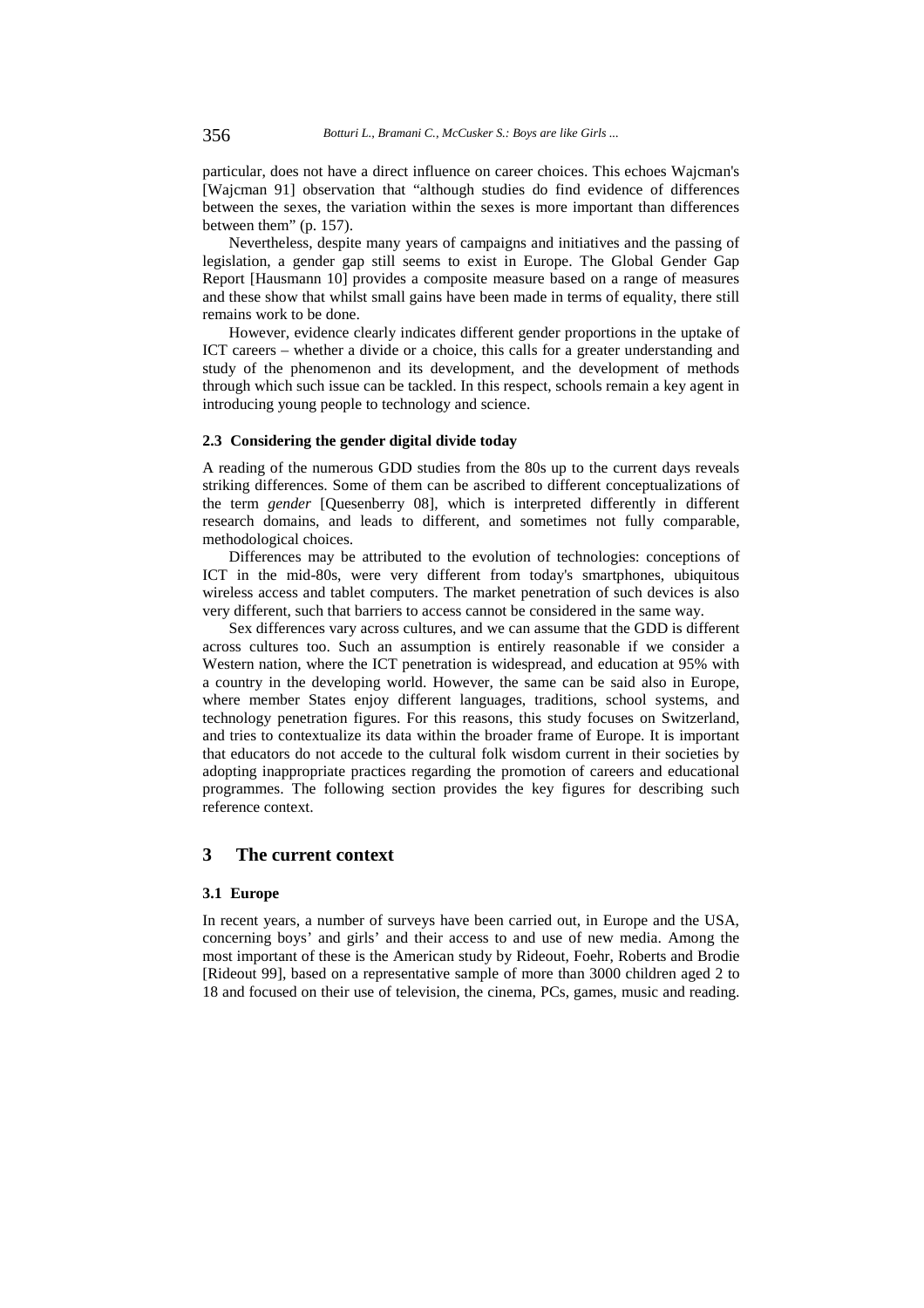particular, does not have a direct influence on career choices. This echoes Wajcman's [Wajcman 91] observation that "although studies do find evidence of differences between the sexes, the variation within the sexes is more important than differences between them" (p. 157).

Nevertheless, despite many years of campaigns and initiatives and the passing of legislation, a gender gap still seems to exist in Europe. The Global Gender Gap Report [Hausmann 10] provides a composite measure based on a range of measures and these show that whilst small gains have been made in terms of equality, there still remains work to be done.

However, evidence clearly indicates different gender proportions in the uptake of ICT careers – whether a divide or a choice, this calls for a greater understanding and study of the phenomenon and its development, and the development of methods through which such issue can be tackled. In this respect, schools remain a key agent in introducing young people to technology and science.

### 2.3 Considering the gender digital divide today

A reading of the numerous GDD studies from the 80s up to the current days reveals striking differences. Some of them can be ascribed to different conceptualizations of the term *gender* [Quesenberry 08], which is interpreted differently in different research domains, and leads to different, and sometimes not fully comparable, methodological choices.

Differences may be attributed to the evolution of technologies: conceptions of ICT in the mid-80s, were very different from today's smartphones, ubiquitous wireless access and tablet computers. The market penetration of such devices is also very different, such that barriers to access cannot be considered in the same way.

Sex differences vary across cultures, and we can assume that the GDD is different across cultures too. Such an assumption is entirely reasonable if we consider a Western nation, where the ICT penetration is widespread, and education at 95% with a country in the developing world. However, the same can be said also in Europe, where member States enjoy different languages, traditions, school systems, and technology penetration figures. For this reasons, this study focuses on Switzerland, and tries to contextualize its data within the broader frame of Europe. It is important that educators do not accede to the cultural folk wisdom current in their societies by adopting inappropriate practices regarding the promotion of careers and educational programmes. The following section provides the key figures for describing such reference context.

## 3 The current context

### 3.1 Europe

In recent years, a number of surveys have been carried out, in Europe and the USA, concerning boys' and girls' and their access to and use of new media. Among the most important of these is the American study by Rideout, Foehr, Roberts and Brodie [Rideout 99], based on a representative sample of more than 3000 children aged 2 to 18 and focused on their use of television, the cinema, PCs, games, music and reading.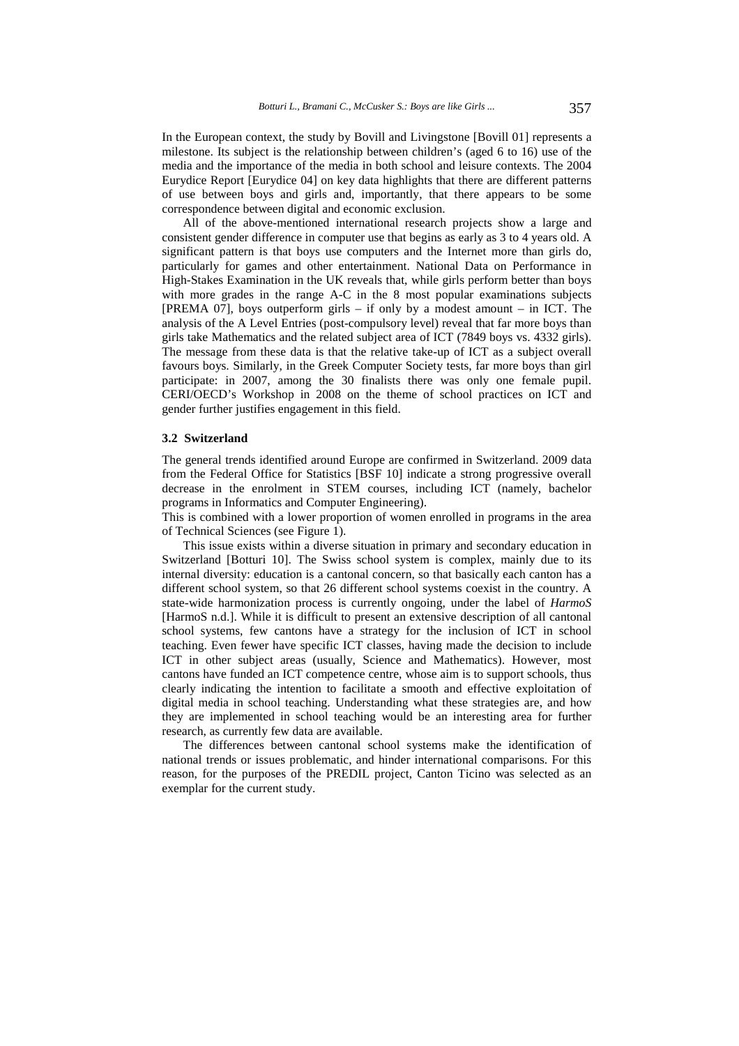In the European context, the study by Bovill and Livingstone [Bovill 01] represents a milestone. Its subject is the relationship between children's (aged 6 to 16) use of the media and the importance of the media in both school and leisure contexts. The 2004 Eurydice Report [Eurydice 04] on key data highlights that there are different patterns of use between boys and girls and, importantly, that there appears to be some correspondence between digital and economic exclusion.

All of the above-mentioned international research projects show a large and consistent gender difference in computer use that begins as early as 3 to 4 years old. A significant pattern is that boys use computers and the Internet more than girls do, particularly for games and other entertainment. National Data on Performance in High-Stakes Examination in the UK reveals that, while girls perform better than boys with more grades in the range A-C in the 8 most popular examinations subjects [PREMA 07], boys outperform girls – if only by a modest amount – in ICT. The analysis of the A Level Entries (post-compulsory level) reveal that far more boys than girls take Mathematics and the related subject area of ICT (7849 boys vs. 4332 girls). The message from these data is that the relative take-up of ICT as a subject overall favours boys. Similarly, in the Greek Computer Society tests, far more boys than girl participate: in 2007, among the 30 finalists there was only one female pupil. CERI/OECD's Workshop in 2008 on the theme of school practices on ICT and gender further justifies engagement in this field.

### 3.2 Switzerland

The general trends identified around Europe are confirmed in Switzerland. 2009 data from the Federal Office for Statistics [BSF 10] indicate a strong progressive overall decrease in the enrolment in STEM courses, including ICT (namely, bachelor programs in Informatics and Computer Engineering).

This is combined with a lower proportion of women enrolled in programs in the area of Technical Sciences (see Figure 1).

This issue exists within a diverse situation in primary and secondary education in Switzerland [Botturi 10]. The Swiss school system is complex, mainly due to its internal diversity: education is a cantonal concern, so that basically each canton has a different school system, so that 26 different school systems coexist in the country. A state-wide harmonization process is currently ongoing, under the label of *HarmoS* [HarmoS n.d.]. While it is difficult to present an extensive description of all cantonal school systems, few cantons have a strategy for the inclusion of ICT in school teaching. Even fewer have specific ICT classes, having made the decision to include ICT in other subject areas (usually, Science and Mathematics). However, most cantons have funded an ICT competence centre, whose aim is to support schools, thus clearly indicating the intention to facilitate a smooth and effective exploitation of digital media in school teaching. Understanding what these strategies are, and how they are implemented in school teaching would be an interesting area for further research, as currently few data are available.

The differences between cantonal school systems make the identification of national trends or issues problematic, and hinder international comparisons. For this reason, for the purposes of the PREDIL project, Canton Ticino was selected as an exemplar for the current study.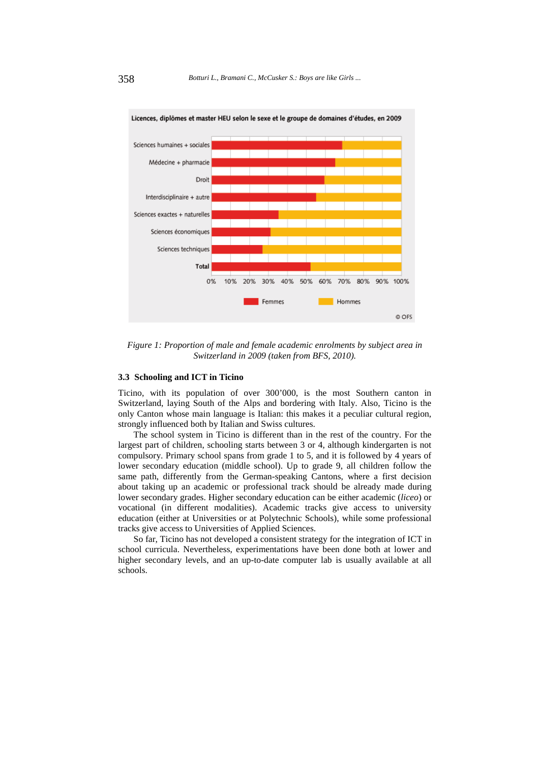Licences, diplômes et master HEU selon le sexe et le groupe de domaines d'études, en 2009

Figure 1: Proportion of male and female academic enrolments by subject area in Switzerland in 2009 (taken from BFS, 2010).

### 3.3 Schooling and ICT in Ticino

Ticino, with its population of over 300'000, is the most Southern canton in Switzerland, laying South of the Alps and bordering with Italy. Also, Ticino is the only Canton whose main language is Italian: this makes it a peculiar cultural region, strongly influenced both by Italian and Swiss cultures.

The school system in Ticino is different than in the rest of the country. For the largest part of children, schooling starts between 3 or 4, although kindergarten is not compulsory. Primary school spans from grade 1 to 5, and it is followed by 4 years of lower secondary education (middle school). Up to grade 9, all children follow the same path, differently from the German-speaking Cantons, where a first decision about taking up an academic or professional track should be already made during lower secondary grades. Higher secondary education can be either academic (*liceo*) or vocational (in different modalities). Academic tracks give access to university education (either at Universities or at Polytechnic Schools), while some professional tracks give access to Universities of Applied Sciences.

So far, Ticino has not developed a consistent strategy for the integration of ICT in school curricula. Nevertheless, experimentations have been done both at lower and higher secondary levels, and an up-to-date computer lab is usually available at all schools.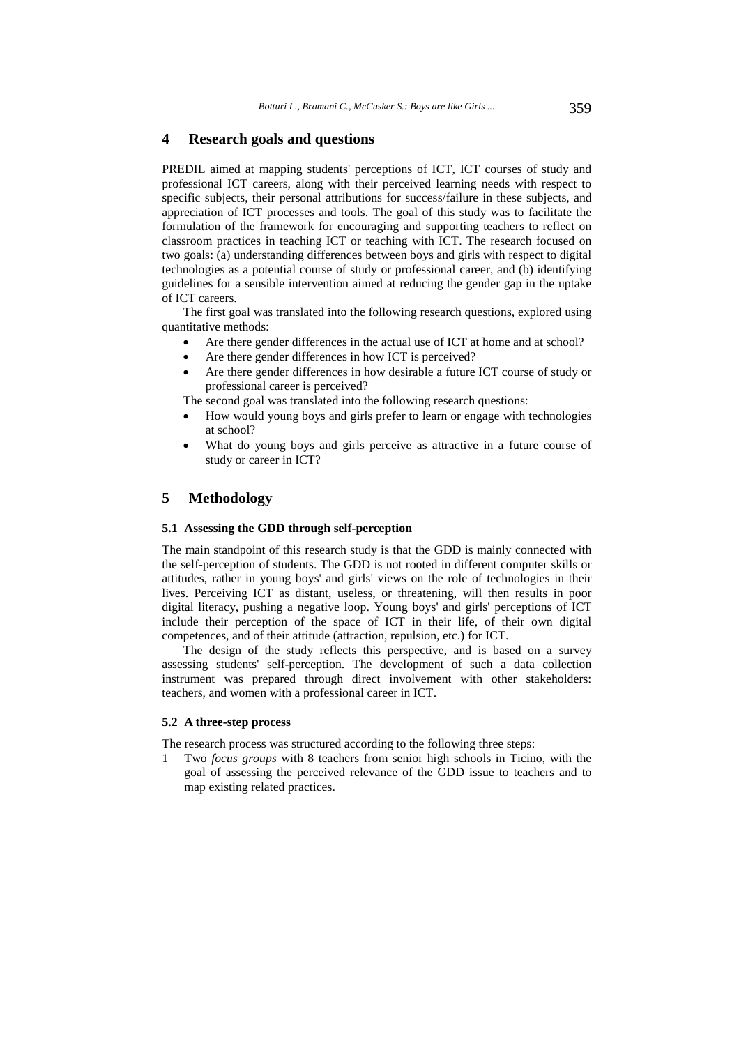## 4 Research goals and questions

PREDIL aimed at mapping students' perceptions of ICT, ICT courses of study and professional ICT careers, along with their perceived learning needs with respect to specific subjects, their personal attributions for success/failure in these subjects, and appreciation of ICT processes and tools. The goal of this study was to facilitate the formulation of the framework for encouraging and supporting teachers to reflect on classroom practices in teaching ICT or teaching with ICT. The research focused on two goals: (a) understanding differences between boys and girls with respect to digital technologies as a potential course of study or professional career, and (b) identifying guidelines for a sensible intervention aimed at reducing the gender gap in the uptake of ICT careers.

The first goal was translated into the following research questions, explored using quantitative methods:

- Are there gender differences in the actual use of ICT at home and at school?
- Are there gender differences in how ICT is perceived?
- Are there gender differences in how desirable a future ICT course of study or professional career is perceived?

The second goal was translated into the following research questions:

- How would young boys and girls prefer to learn or engage with technologies at school?
- What do young boys and girls perceive as attractive in a future course of study or career in ICT?

## 5 Methodology

### 5.1 Assessing the GDD through self-perception

The main standpoint of this research study is that the GDD is mainly connected with the self-perception of students. The GDD is not rooted in different computer skills or attitudes, rather in young boys' and girls' views on the role of technologies in their lives. Perceiving ICT as distant, useless, or threatening, will then results in poor digital literacy, pushing a negative loop. Young boys' and girls' perceptions of ICT include their perception of the space of ICT in their life, of their own digital competences, and of their attitude (attraction, repulsion, etc.) for ICT.

The design of the study reflects this perspective, and is based on a survey assessing students' self-perception. The development of such a data collection instrument was prepared through direct involvement with other stakeholders: teachers, and women with a professional career in ICT.

### 5.2 A three-step process

The research process was structured according to the following three steps:

1. Two *focus groups* with 8 teachers from senior high schools in Ticino, with the goal of assessing the perceived relevance of the GDD issue to teachers and to map existing related practices.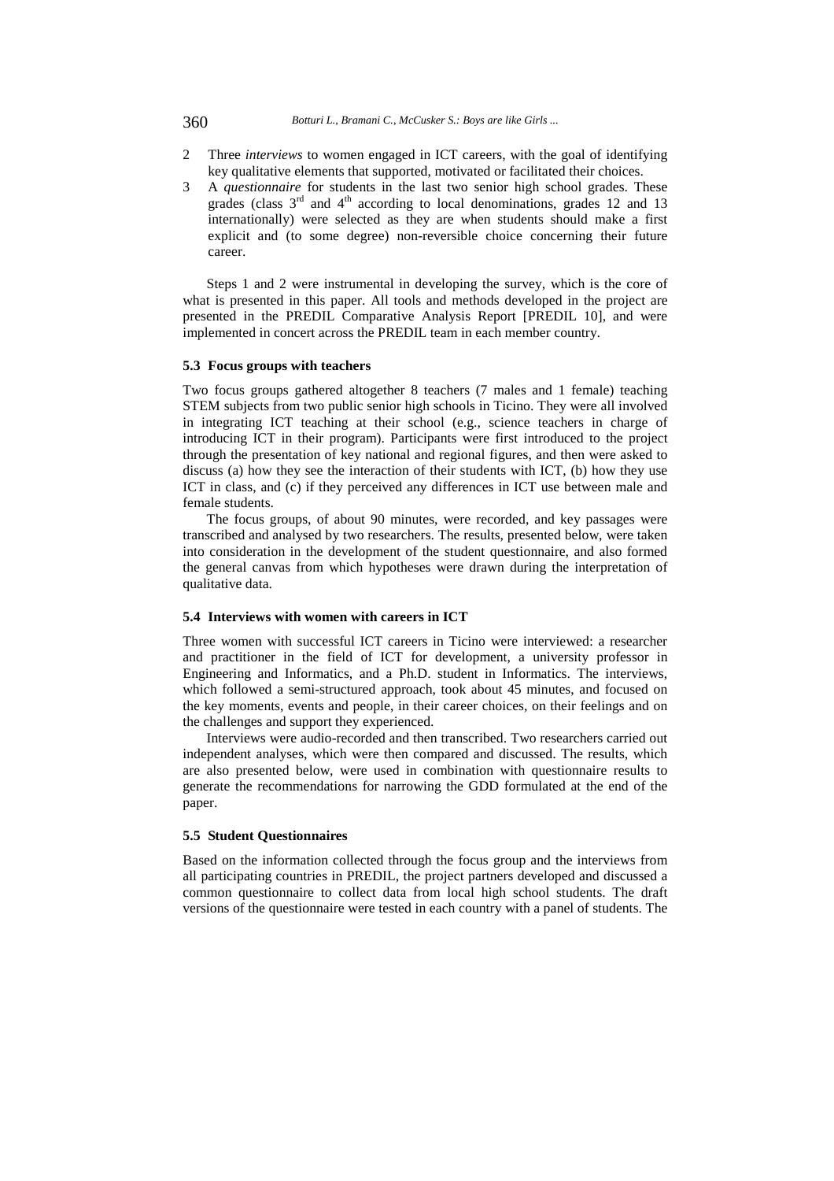2. Three *interviews* to women engaged in ICT careers, with the goal of identifying key qualitative elements that supported, motivated or facilitated their choices.
3. A *questionnaire* for students in the last two senior high school grades. These grades (class 3rd and 4th according to local denominations, grades 12 and 13 internationally) were selected as they are when students should make a first explicit and (to some degree) non-reversible choice concerning their future career.

Steps 1 and 2 were instrumental in developing the survey, which is the core of what is presented in this paper. All tools and methods developed in the project are presented in the PREDIL Comparative Analysis Report [PREDIL 10], and were implemented in concert across the PREDIL team in each member country.

### 5.3 Focus groups with teachers

Two focus groups gathered altogether 8 teachers (7 males and 1 female) teaching STEM subjects from two public senior high schools in Ticino. They were all involved in integrating ICT teaching at their school (e.g., science teachers in charge of introducing ICT in their program). Participants were first introduced to the project through the presentation of key national and regional figures, and then were asked to discuss (a) how they see the interaction of their students with ICT, (b) how they use ICT in class, and (c) if they perceived any differences in ICT use between male and female students.

The focus groups, of about 90 minutes, were recorded, and key passages were transcribed and analysed by two researchers. The results, presented below, were taken into consideration in the development of the student questionnaire, and also formed the general canvas from which hypotheses were drawn during the interpretation of qualitative data.

### 5.4 Interviews with women with careers in ICT

Three women with successful ICT careers in Ticino were interviewed: a researcher and practitioner in the field of ICT for development, a university professor in Engineering and Informatics, and a Ph.D. student in Informatics. The interviews, which followed a semi-structured approach, took about 45 minutes, and focused on the key moments, events and people, in their career choices, on their feelings and on the challenges and support they experienced.

Interviews were audio-recorded and then transcribed. Two researchers carried out independent analyses, which were then compared and discussed. The results, which are also presented below, were used in combination with questionnaire results to generate the recommendations for narrowing the GDD formulated at the end of the paper.

### 5.5 Student Questionnaires

Based on the information collected through the focus group and the interviews from all participating countries in PREDIL, the project partners developed and discussed a common questionnaire to collect data from local high school students. The draft versions of the questionnaire were tested in each country with a panel of students. The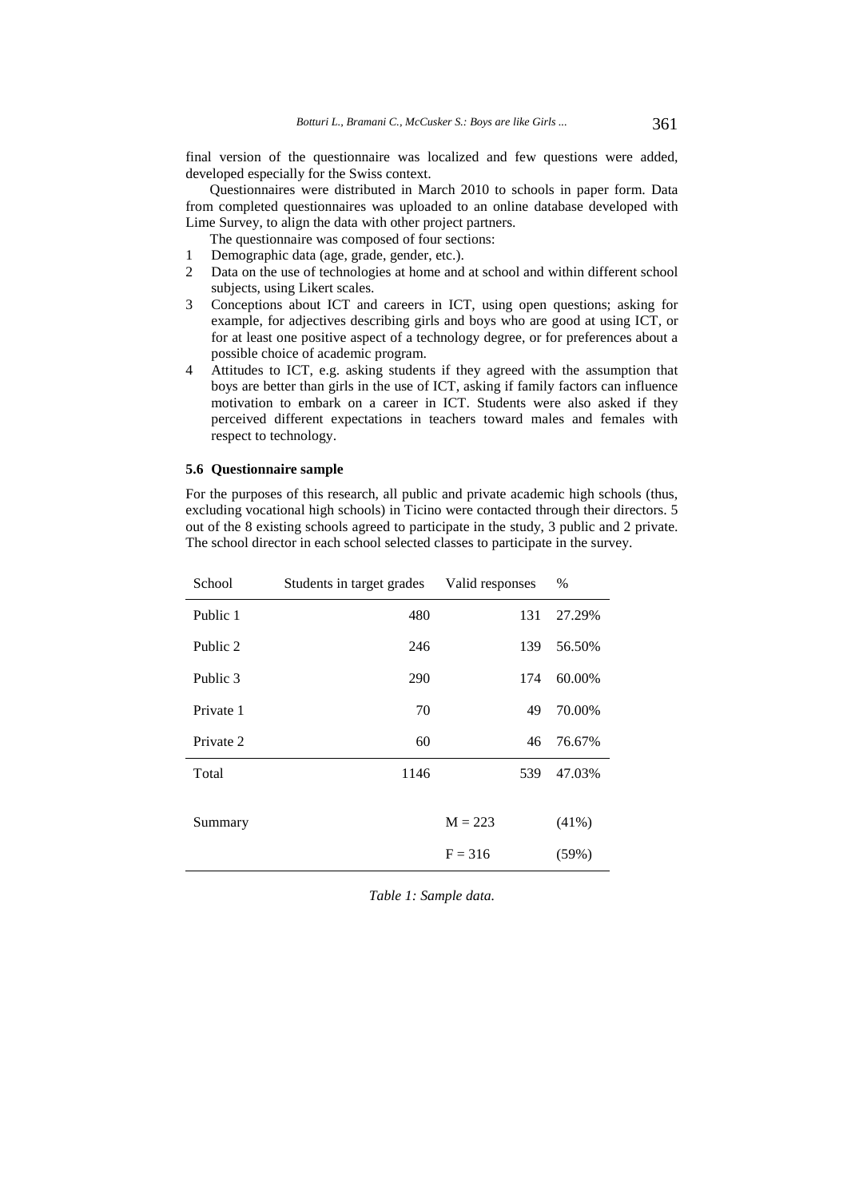final version of the questionnaire was localized and few questions were added, developed especially for the Swiss context.

Questionnaires were distributed in March 2010 to schools in paper form. Data from completed questionnaires was uploaded to an online database developed with Lime Survey, to align the data with other project partners.

The questionnaire was composed of four sections:

1. Demographic data (age, grade, gender, etc.).
2. Data on the use of technologies at home and at school and within different school subjects, using Likert scales.
3. Conceptions about ICT and careers in ICT, using open questions; asking for example, for adjectives describing girls and boys who are good at using ICT, or for at least one positive aspect of a technology degree, or for preferences about a possible choice of academic program.
4. Attitudes to ICT, e.g. asking students if they agreed with the assumption that boys are better than girls in the use of ICT, asking if family factors can influence motivation to embark on a career in ICT. Students were also asked if they perceived different expectations in teachers toward males and females with respect to technology.

### 5.6 Questionnaire sample

For the purposes of this research, all public and private academic high schools (thus, excluding vocational high schools) in Ticino were contacted through their directors. 5 out of the 8 existing schools agreed to participate in the study, 3 public and 2 private. The school director in each school selected classes to participate in the survey.

| School | Students in target grades | Valid responses | % |
|---|---|---|---|
| Public 1 | 480 | 131 | 27.29% |
| Public 2 | 246 | 139 | 56.50% |
| Public 3 | 290 | 174 | 60.00% |
| Private 1 | 70 | 49 | 70.00% |
| Private 2 | 60 | 46 | 76.67% |
| Total | 1146 | 539 | 47.03% |
| Summary | | M = 223 | (41%) |
| | | F = 316 | (59%) |

*Table 1: Sample data.*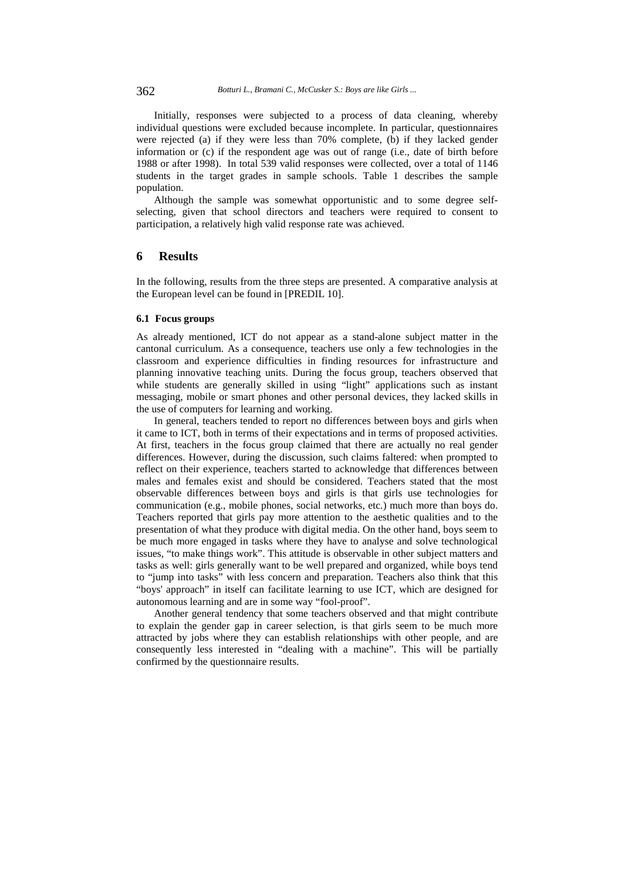Initially, responses were subjected to a process of data cleaning, whereby individual questions were excluded because incomplete. In particular, questionnaires were rejected (a) if they were less than 70% complete, (b) if they lacked gender information or (c) if the respondent age was out of range (i.e., date of birth before 1988 or after 1998). In total 539 valid responses were collected, over a total of 1146 students in the target grades in sample schools. Table 1 describes the sample population.

Although the sample was somewhat opportunistic and to some degree self-selecting, given that school directors and teachers were required to consent to participation, a relatively high valid response rate was achieved.

## 6 Results

In the following, results from the three steps are presented. A comparative analysis at the European level can be found in [PREDIL 10].

### 6.1 Focus groups

As already mentioned, ICT do not appear as a stand-alone subject matter in the cantonal curriculum. As a consequence, teachers use only a few technologies in the classroom and experience difficulties in finding resources for infrastructure and planning innovative teaching units. During the focus group, teachers observed that while students are generally skilled in using "light" applications such as instant messaging, mobile or smart phones and other personal devices, they lacked skills in the use of computers for learning and working.

In general, teachers tended to report no differences between boys and girls when it came to ICT, both in terms of their expectations and in terms of proposed activities. At first, teachers in the focus group claimed that there are actually no real gender differences. However, during the discussion, such claims faltered: when prompted to reflect on their experience, teachers started to acknowledge that differences between males and females exist and should be considered. Teachers stated that the most observable differences between boys and girls is that girls use technologies for communication (e.g., mobile phones, social networks, etc.) much more than boys do. Teachers reported that girls pay more attention to the aesthetic qualities and to the presentation of what they produce with digital media. On the other hand, boys seem to be much more engaged in tasks where they have to analyse and solve technological issues, "to make things work". This attitude is observable in other subject matters and tasks as well: girls generally want to be well prepared and organized, while boys tend to "jump into tasks" with less concern and preparation. Teachers also think that this "boys' approach" in itself can facilitate learning to use ICT, which are designed for autonomous learning and are in some way "fool-proof".

Another general tendency that some teachers observed and that might contribute to explain the gender gap in career selection, is that girls seem to be much more attracted by jobs where they can establish relationships with other people, and are consequently less interested in "dealing with a machine". This will be partially confirmed by the questionnaire results.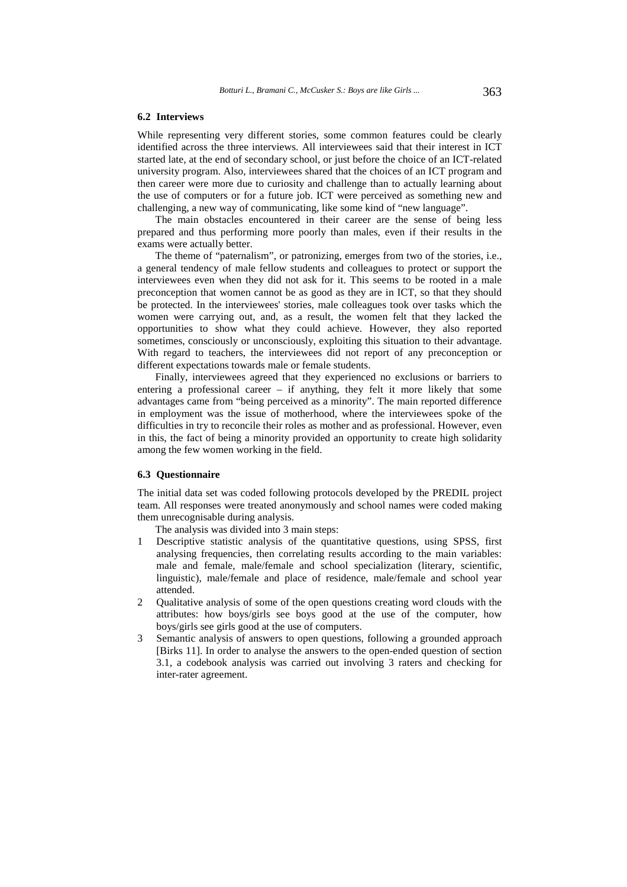### 6.2 Interviews

While representing very different stories, some common features could be clearly identified across the three interviews. All interviewees said that their interest in ICT started late, at the end of secondary school, or just before the choice of an ICT-related university program. Also, interviewees shared that the choices of an ICT program and then career were more due to curiosity and challenge than to actually learning about the use of computers or for a future job. ICT were perceived as something new and challenging, a new way of communicating, like some kind of "new language".

The main obstacles encountered in their career are the sense of being less prepared and thus performing more poorly than males, even if their results in the exams were actually better.

The theme of "paternalism", or patronizing, emerges from two of the stories, i.e., a general tendency of male fellow students and colleagues to protect or support the interviewees even when they did not ask for it. This seems to be rooted in a male preconception that women cannot be as good as they are in ICT, so that they should be protected. In the interviewees' stories, male colleagues took over tasks which the women were carrying out, and, as a result, the women felt that they lacked the opportunities to show what they could achieve. However, they also reported sometimes, consciously or unconsciously, exploiting this situation to their advantage. With regard to teachers, the interviewees did not report of any preconception or different expectations towards male or female students.

Finally, interviewees agreed that they experienced no exclusions or barriers to entering a professional career – if anything, they felt it more likely that some advantages came from "being perceived as a minority". The main reported difference in employment was the issue of motherhood, where the interviewees spoke of the difficulties in try to reconcile their roles as mother and as professional. However, even in this, the fact of being a minority provided an opportunity to create high solidarity among the few women working in the field.

### 6.3 Questionnaire

The initial data set was coded following protocols developed by the PREDIL project team. All responses were treated anonymously and school names were coded making them unrecognisable during analysis.

The analysis was divided into 3 main steps:

1. Descriptive statistic analysis of the quantitative questions, using SPSS, first analysing frequencies, then correlating results according to the main variables: male and female, male/female and school specialization (literary, scientific, linguistic), male/female and place of residence, male/female and school year attended.
2. Qualitative analysis of some of the open questions creating word clouds with the attributes: how boys/girls see boys good at the use of the computer, how boys/girls see girls good at the use of computers.
3. Semantic analysis of answers to open questions, following a grounded approach [Birks 11]. In order to analyse the answers to the open-ended question of section 3.1, a codebook analysis was carried out involving 3 raters and checking for inter-rater agreement.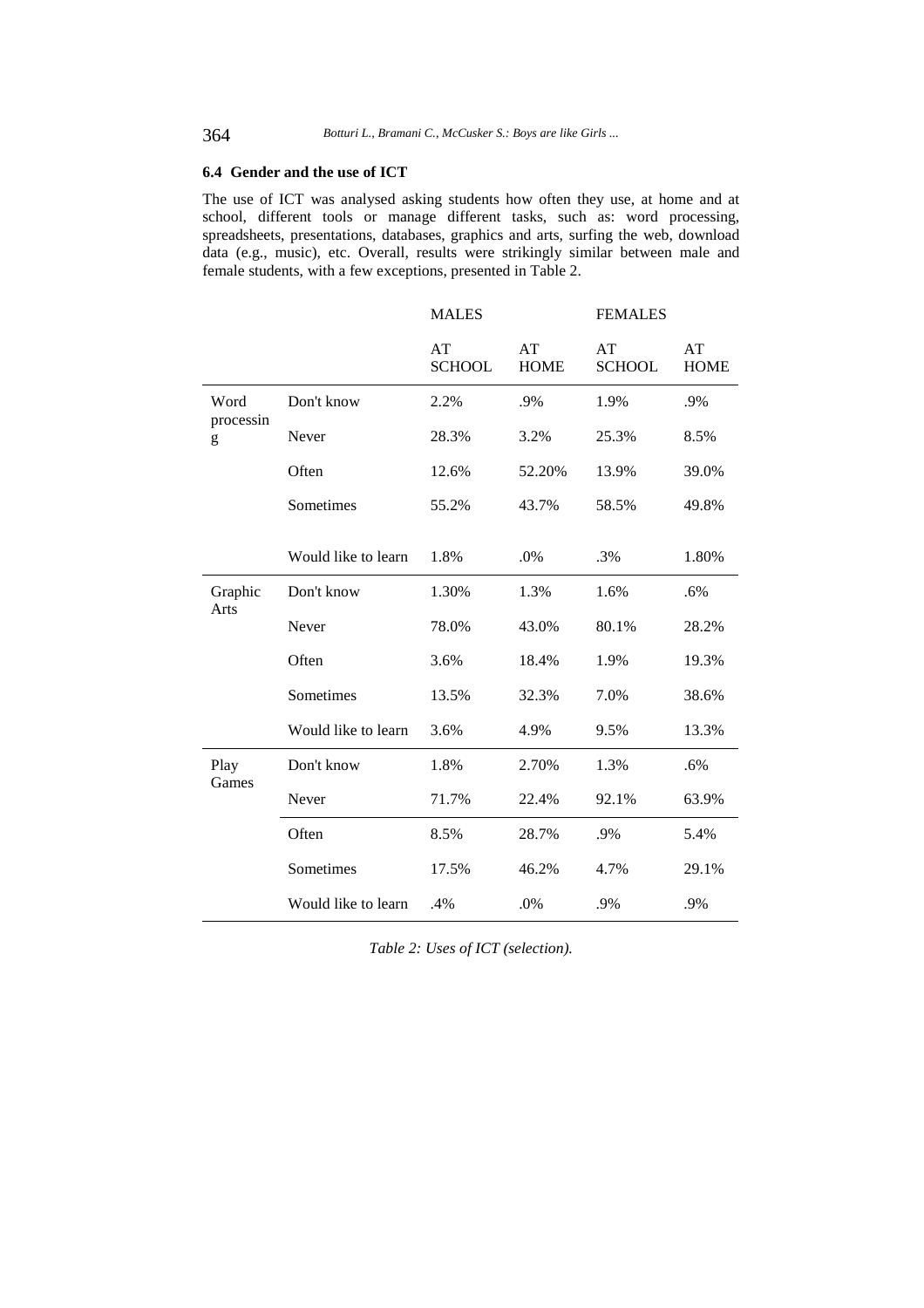### 6.4 Gender and the use of ICT

The use of ICT was analysed asking students how often they use, at home and at school, different tools or manage different tasks, such as: word processing, spreadsheets, presentations, databases, graphics and arts, surfing the web, download data (e.g., music), etc. Overall, results were strikingly similar between male and female students, with a few exceptions, presented in Table 2.

| | | MALES | | FEMALES | |
|---|---|---|---|---|---|
| | | AT SCHOOL | AT HOME | AT SCHOOL | AT HOME |
| Word processing | Don't know | 2.2% | .9% | 1.9% | .9% |
| | Never | 28.3% | 3.2% | 25.3% | 8.5% |
| | Often | 12.6% | 52.20% | 13.9% | 39.0% |
| | Sometimes | 55.2% | 43.7% | 58.5% | 49.8% |
| | Would like to learn | 1.8% | .0% | .3% | 1.80% |
| Graphic Arts | Don't know | 1.30% | 1.3% | 1.6% | .6% |
| | Never | 78.0% | 43.0% | 80.1% | 28.2% |
| | Often | 3.6% | 18.4% | 1.9% | 19.3% |
| | Sometimes | 13.5% | 32.3% | 7.0% | 38.6% |
| | Would like to learn | 3.6% | 4.9% | 9.5% | 13.3% |
| Play Games | Don't know | 1.8% | 2.70% | 1.3% | .6% |
| | Never | 71.7% | 22.4% | 92.1% | 63.9% |
| | Often | 8.5% | 28.7% | .9% | 5.4% |
| | Sometimes | 17.5% | 46.2% | 4.7% | 29.1% |
| | Would like to learn | .4% | .0% | .9% | .9% |

*Table 2: Uses of ICT (selection).*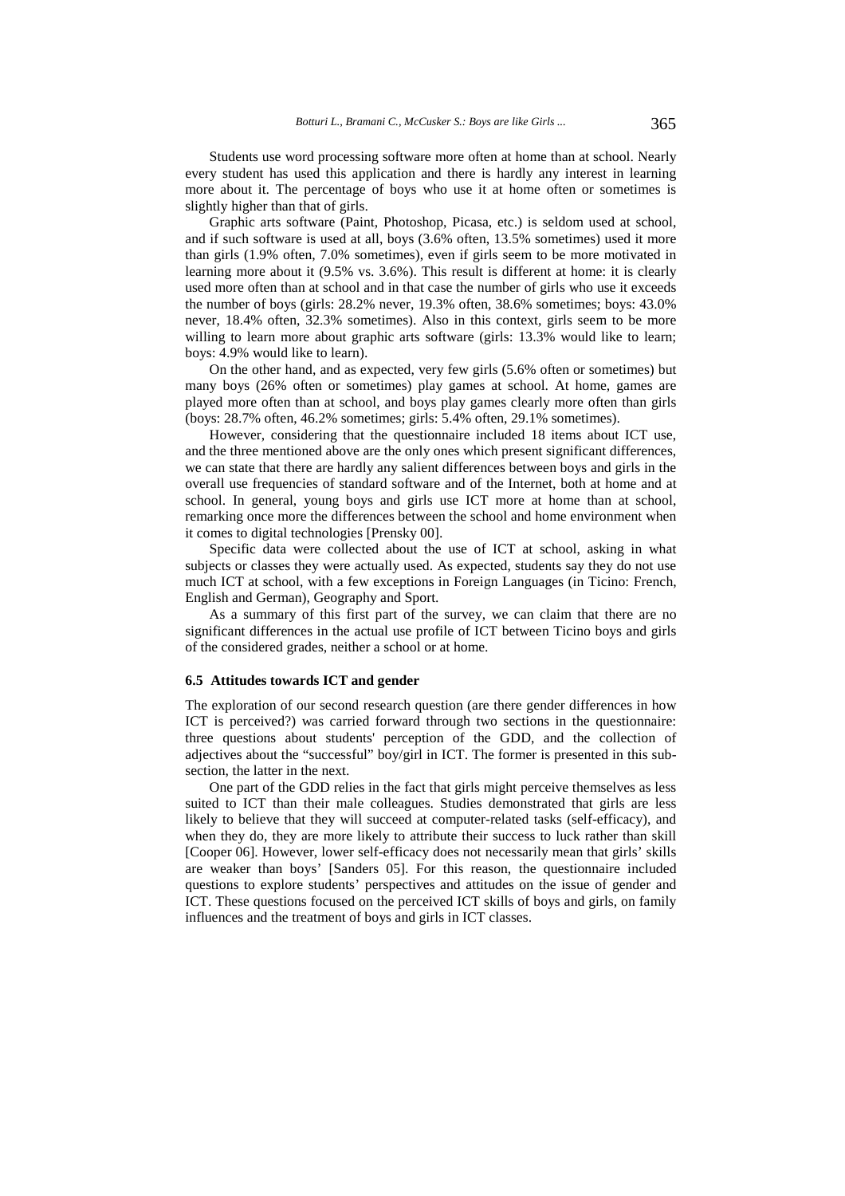Students use word processing software more often at home than at school. Nearly every student has used this application and there is hardly any interest in learning more about it. The percentage of boys who use it at home often or sometimes is slightly higher than that of girls.

Graphic arts software (Paint, Photoshop, Picasa, etc.) is seldom used at school, and if such software is used at all, boys (3.6% often, 13.5% sometimes) used it more than girls (1.9% often, 7.0% sometimes), even if girls seem to be more motivated in learning more about it (9.5% vs. 3.6%). This result is different at home: it is clearly used more often than at school and in that case the number of girls who use it exceeds the number of boys (girls: 28.2% never, 19.3% often, 38.6% sometimes; boys: 43.0% never, 18.4% often, 32.3% sometimes). Also in this context, girls seem to be more willing to learn more about graphic arts software (girls: 13.3% would like to learn; boys: 4.9% would like to learn).

On the other hand, and as expected, very few girls (5.6% often or sometimes) but many boys (26% often or sometimes) play games at school. At home, games are played more often than at school, and boys play games clearly more often than girls (boys: 28.7% often, 46.2% sometimes; girls: 5.4% often, 29.1% sometimes).

However, considering that the questionnaire included 18 items about ICT use, and the three mentioned above are the only ones which present significant differences, we can state that there are hardly any salient differences between boys and girls in the overall use frequencies of standard software and of the Internet, both at home and at school. In general, young boys and girls use ICT more at home than at school, remarking once more the differences between the school and home environment when it comes to digital technologies [Prensky 00].

Specific data were collected about the use of ICT at school, asking in what subjects or classes they were actually used. As expected, students say they do not use much ICT at school, with a few exceptions in Foreign Languages (in Ticino: French, English and German), Geography and Sport.

As a summary of this first part of the survey, we can claim that there are no significant differences in the actual use profile of ICT between Ticino boys and girls of the considered grades, neither a school or at home.

### 6.5 Attitudes towards ICT and gender

The exploration of our second research question (are there gender differences in how ICT is perceived?) was carried forward through two sections in the questionnaire: three questions about students' perception of the GDD, and the collection of adjectives about the "successful" boy/girl in ICT. The former is presented in this sub-section, the latter in the next.

One part of the GDD relies in the fact that girls might perceive themselves as less suited to ICT than their male colleagues. Studies demonstrated that girls are less likely to believe that they will succeed at computer-related tasks (self-efficacy), and when they do, they are more likely to attribute their success to luck rather than skill [Cooper 06]. However, lower self-efficacy does not necessarily mean that girls' skills are weaker than boys' [Sanders 05]. For this reason, the questionnaire included questions to explore students' perspectives and attitudes on the issue of gender and ICT. These questions focused on the perceived ICT skills of boys and girls, on family influences and the treatment of boys and girls in ICT classes.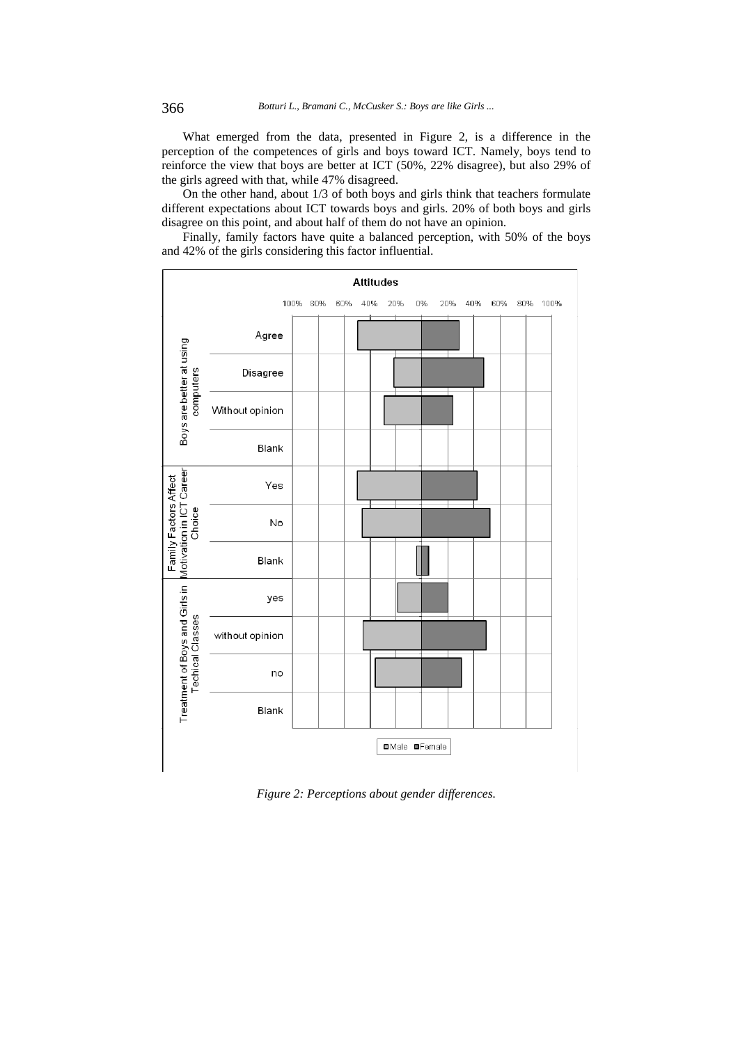What emerged from the data, presented in Figure 2, is a difference in the perception of the competences of girls and boys toward ICT. Namely, boys tend to reinforce the view that boys are better at ICT (50%, 22% disagree), but also 29% of the girls agreed with that, while 47% disagreed.

On the other hand, about 1/3 of both boys and girls think that teachers formulate different expectations about ICT towards boys and girls. 20% of both boys and girls disagree on this point, and about half of them do not have an opinion.

Finally, family factors have quite a balanced perception, with 50% of the boys and 42% of the girls considering this factor influential.

*Figure 2: Perceptions about gender differences.*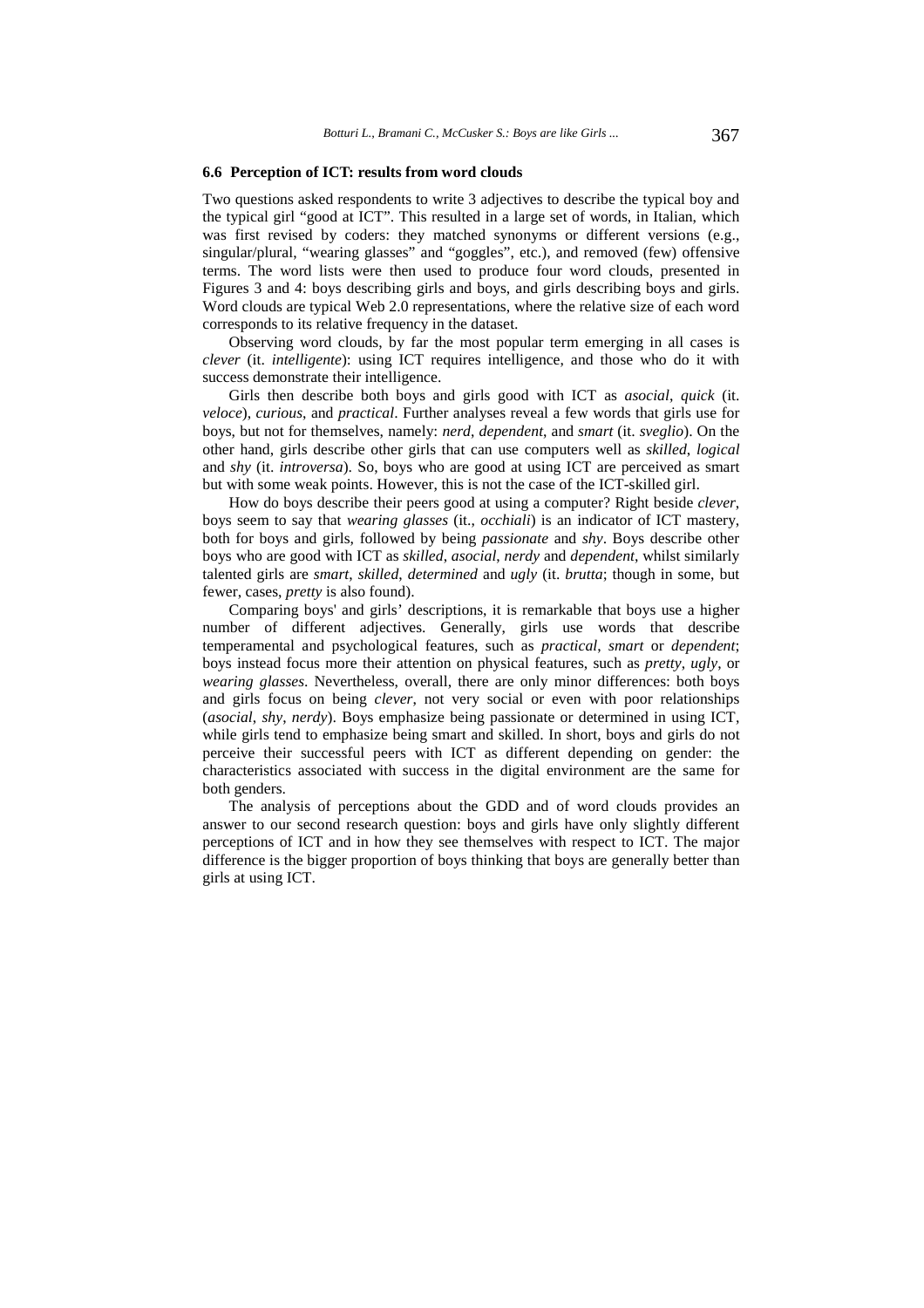### 6.6 Perception of ICT: results from word clouds

Two questions asked respondents to write 3 adjectives to describe the typical boy and the typical girl "good at ICT". This resulted in a large set of words, in Italian, which was first revised by coders: they matched synonyms or different versions (e.g., singular/plural, "wearing glasses" and "goggles", etc.), and removed (few) offensive terms. The word lists were then used to produce four word clouds, presented in Figures 3 and 4: boys describing girls and boys, and girls describing boys and girls. Word clouds are typical Web 2.0 representations, where the relative size of each word corresponds to its relative frequency in the dataset.

Observing word clouds, by far the most popular term emerging in all cases is *clever* (it. *intelligente*): using ICT requires intelligence, and those who do it with success demonstrate their intelligence.

Girls then describe both boys and girls good with ICT as *asocial*, *quick* (it. *veloce*), *curious*, and *practical*. Further analyses reveal a few words that girls use for boys, but not for themselves, namely: *nerd*, *dependent*, and *smart* (it. *sveglio*). On the other hand, girls describe other girls that can use computers well as *skilled*, *logical* and *shy* (it. *introversa*). So, boys who are good at using ICT are perceived as smart but with some weak points. However, this is not the case of the ICT-skilled girl.

How do boys describe their peers good at using a computer? Right beside *clever*, boys seem to say that *wearing glasses* (it., *occhiali*) is an indicator of ICT mastery, both for boys and girls, followed by being *passionate* and *shy*. Boys describe other boys who are good with ICT as *skilled*, *asocial*, *nerdy* and *dependent*, whilst similarly talented girls are *smart*, *skilled*, *determined* and *ugly* (it. *brutta*; though in some, but fewer, cases, *pretty* is also found).

Comparing boys' and girls' descriptions, it is remarkable that boys use a higher number of different adjectives. Generally, girls use words that describe temperamental and psychological features, such as *practical*, *smart* or *dependent*; boys instead focus more their attention on physical features, such as *pretty*, *ugly*, or *wearing glasses*. Nevertheless, overall, there are only minor differences: both boys and girls focus on being *clever*, not very social or even with poor relationships (*asocial*, *shy*, *nerdy*). Boys emphasize being passionate or determined in using ICT, while girls tend to emphasize being smart and skilled. In short, boys and girls do not perceive their successful peers with ICT as different depending on gender: the characteristics associated with success in the digital environment are the same for both genders.

The analysis of perceptions about the GDD and of word clouds provides an answer to our second research question: boys and girls have only slightly different perceptions of ICT and in how they see themselves with respect to ICT. The major difference is the bigger proportion of boys thinking that boys are generally better than girls at using ICT.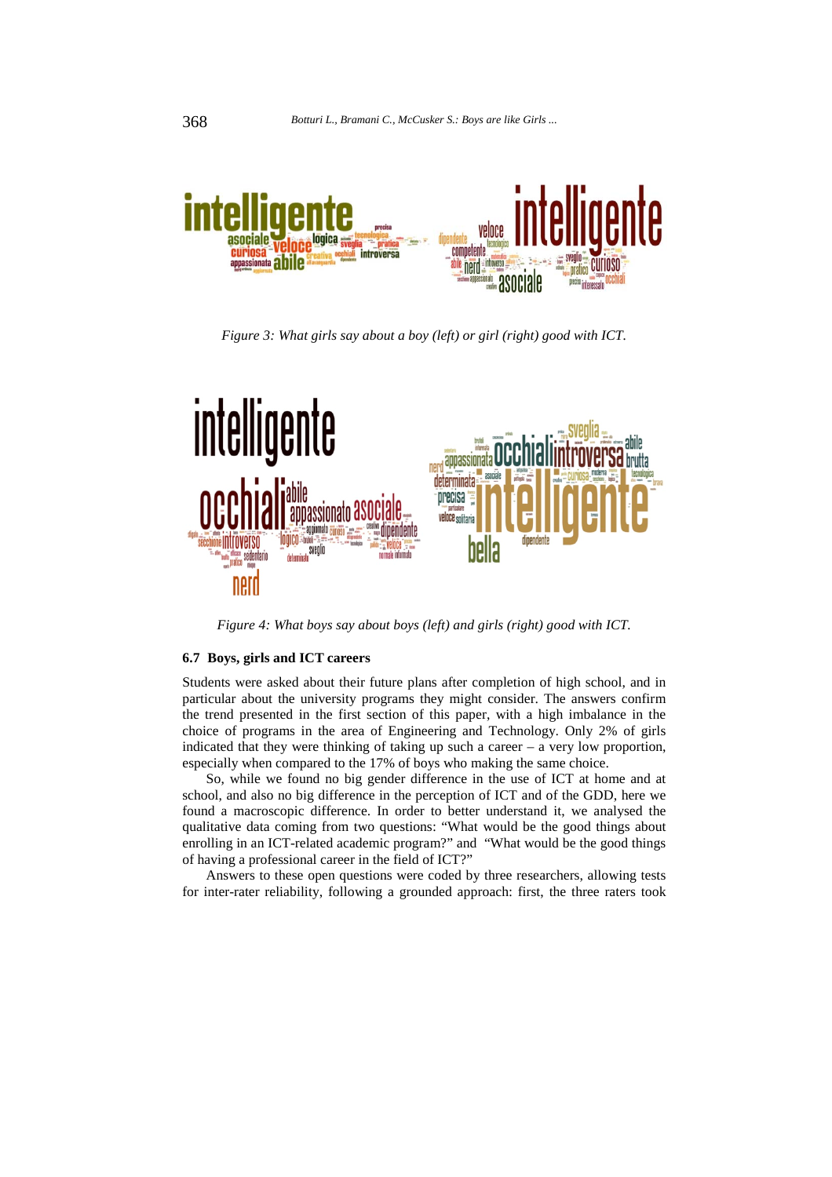*Figure 3: What girls say about a boy (left) or girl (right) good with ICT.*

*Figure 4: What boys say about boys (left) and girls (right) good with ICT.*

### 6.7 Boys, girls and ICT careers

Students were asked about their future plans after completion of high school, and in particular about the university programs they might consider. The answers confirm the trend presented in the first section of this paper, with a high imbalance in the choice of programs in the area of Engineering and Technology. Only 2% of girls indicated that they were thinking of taking up such a career – a very low proportion, especially when compared to the 17% of boys who making the same choice.

So, while we found no big gender difference in the use of ICT at home and at school, and also no big difference in the perception of ICT and of the GDD, here we found a macroscopic difference. In order to better understand it, we analysed the qualitative data coming from two questions: "What would be the good things about enrolling in an ICT-related academic program?" and "What would be the good things of having a professional career in the field of ICT?"

Answers to these open questions were coded by three researchers, allowing tests for inter-rater reliability, following a grounded approach: first, the three raters took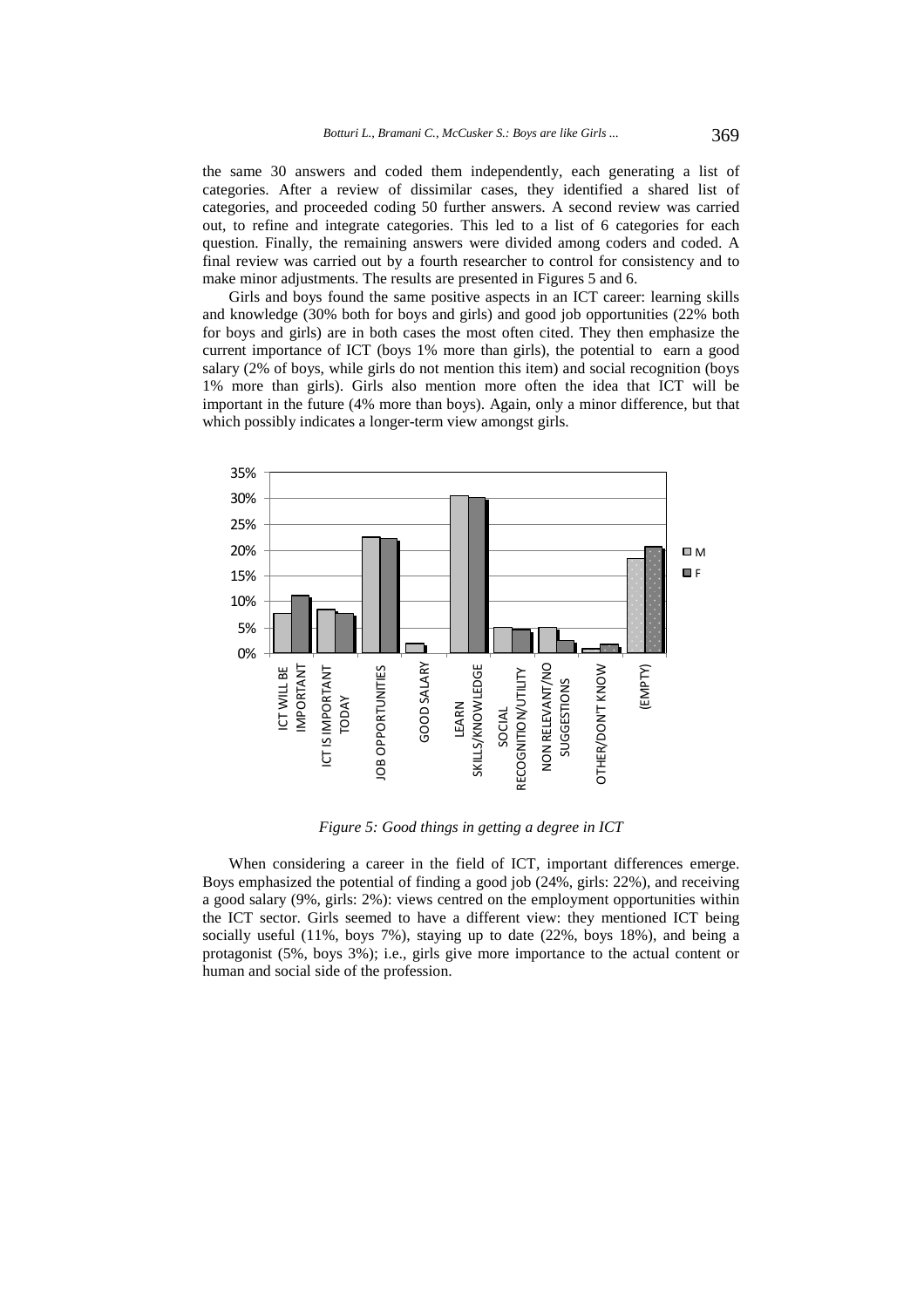the same 30 answers and coded them independently, each generating a list of categories. After a review of dissimilar cases, they identified a shared list of categories, and proceeded coding 50 further answers. A second review was carried out, to refine and integrate categories. This led to a list of 6 categories for each question. Finally, the remaining answers were divided among coders and coded. A final review was carried out by a fourth researcher to control for consistency and to make minor adjustments. The results are presented in Figures 5 and 6.

Girls and boys found the same positive aspects in an ICT career: learning skills and knowledge (30% both for boys and girls) and good job opportunities (22% both for boys and girls) are in both cases the most often cited. They then emphasize the current importance of ICT (boys 1% more than girls), the potential to earn a good salary (2% of boys, while girls do not mention this item) and social recognition (boys 1% more than girls). Girls also mention more often the idea that ICT will be important in the future (4% more than boys). Again, only a minor difference, but that which possibly indicates a longer-term view amongst girls.

*Figure 5: Good things in getting a degree in ICT*

When considering a career in the field of ICT, important differences emerge. Boys emphasized the potential of finding a good job (24%, girls: 22%), and receiving a good salary (9%, girls: 2%): views centred on the employment opportunities within the ICT sector. Girls seemed to have a different view: they mentioned ICT being socially useful (11%, boys 7%), staying up to date (22%, boys 18%), and being a protagonist (5%, boys 3%); i.e., girls give more importance to the actual content or human and social side of the profession.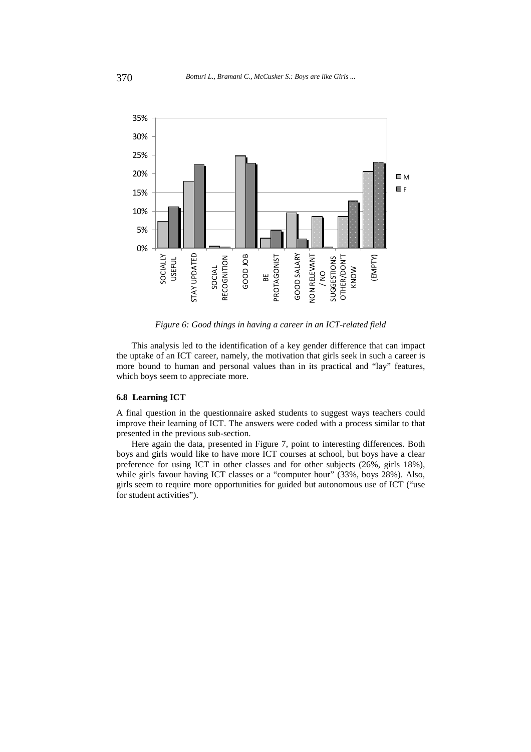*Figure 6: Good things in having a career in an ICT-related field*

This analysis led to the identification of a key gender difference that can impact the uptake of an ICT career, namely, the motivation that girls seek in such a career is more bound to human and personal values than in its practical and "lay" features, which boys seem to appreciate more.

### 6.8 Learning ICT

A final question in the questionnaire asked students to suggest ways teachers could improve their learning of ICT. The answers were coded with a process similar to that presented in the previous sub-section.

Here again the data, presented in Figure 7, point to interesting differences. Both boys and girls would like to have more ICT courses at school, but boys have a clear preference for using ICT in other classes and for other subjects (26%, girls 18%), while girls favour having ICT classes or a "computer hour" (33%, boys 28%). Also, girls seem to require more opportunities for guided but autonomous use of ICT ("use for student activities").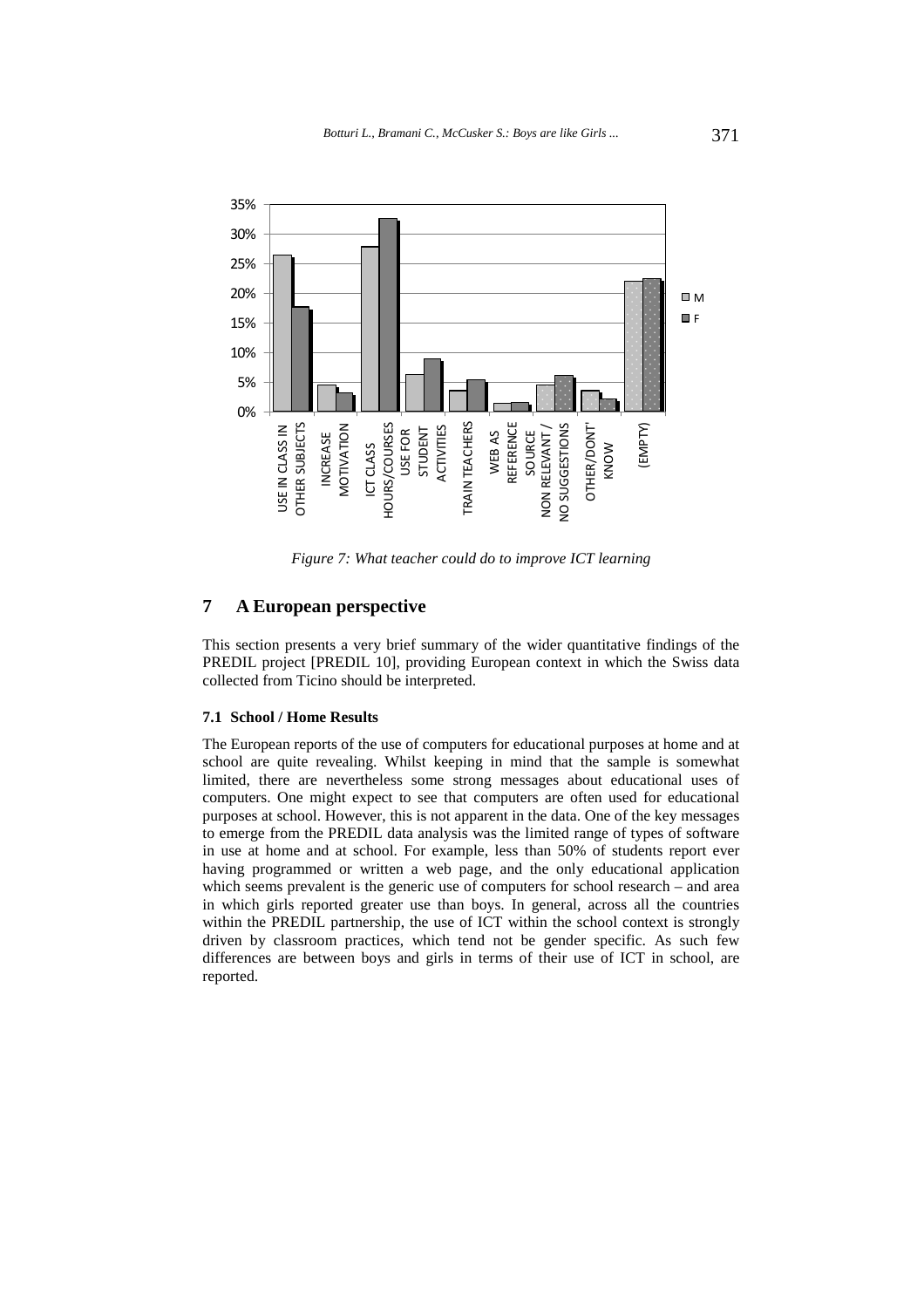*Figure 7: What teacher could do to improve ICT learning*

## 7 A European perspective

This section presents a very brief summary of the wider quantitative findings of the PREDIL project [PREDIL 10], providing European context in which the Swiss data collected from Ticino should be interpreted.

### 7.1 School / Home Results

The European reports of the use of computers for educational purposes at home and at school are quite revealing. Whilst keeping in mind that the sample is somewhat limited, there are nevertheless some strong messages about educational uses of computers. One might expect to see that computers are often used for educational purposes at school. However, this is not apparent in the data. One of the key messages to emerge from the PREDIL data analysis was the limited range of types of software in use at home and at school. For example, less than 50% of students report ever having programmed or written a web page, and the only educational application which seems prevalent is the generic use of computers for school research – and area in which girls reported greater use than boys. In general, across all the countries within the PREDIL partnership, the use of ICT within the school context is strongly driven by classroom practices, which tend not be gender specific. As such few differences are between boys and girls in terms of their use of ICT in school, are reported.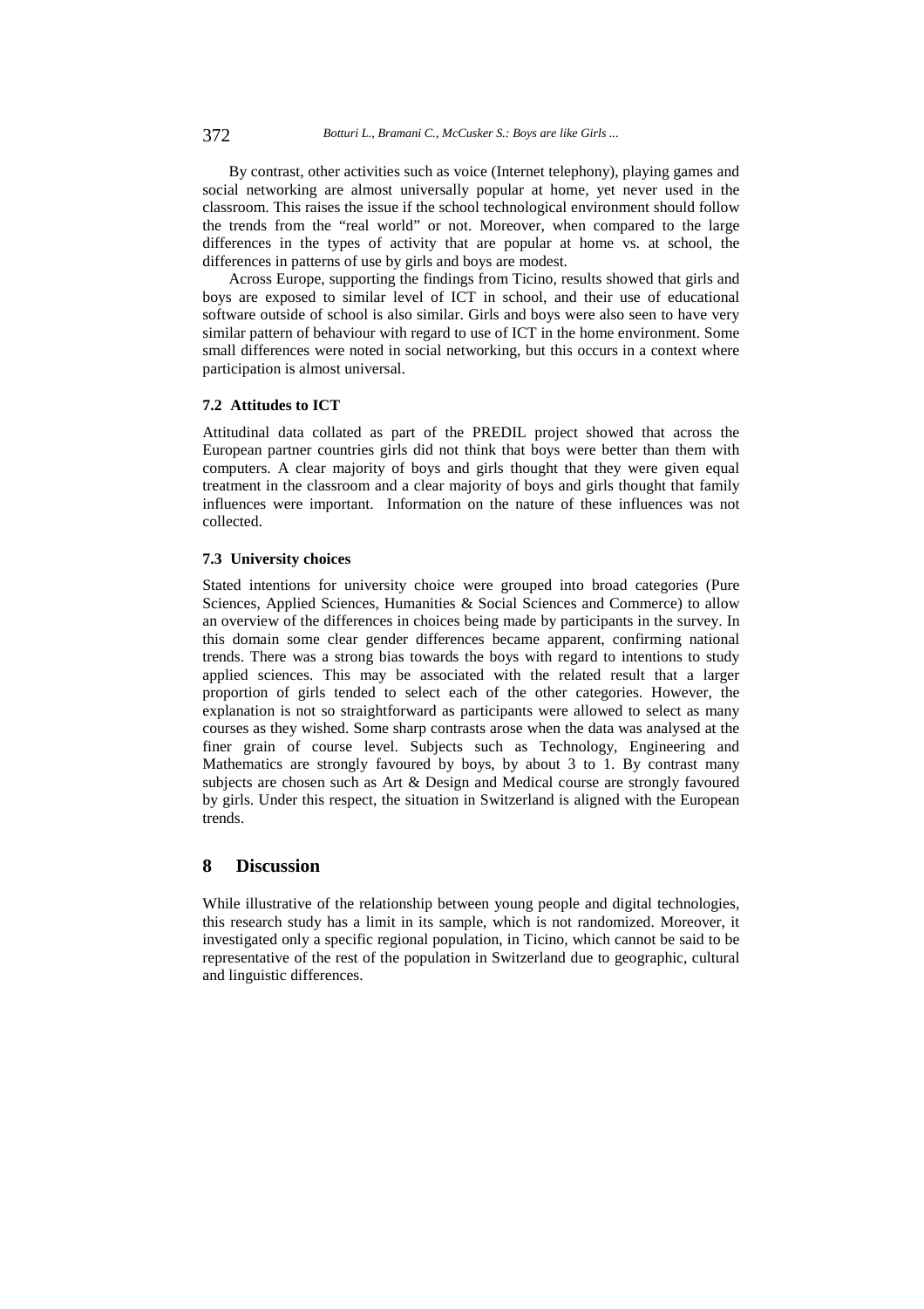By contrast, other activities such as voice (Internet telephony), playing games and social networking are almost universally popular at home, yet never used in the classroom. This raises the issue if the school technological environment should follow the trends from the "real world" or not. Moreover, when compared to the large differences in the types of activity that are popular at home vs. at school, the differences in patterns of use by girls and boys are modest.

Across Europe, supporting the findings from Ticino, results showed that girls and boys are exposed to similar level of ICT in school, and their use of educational software outside of school is also similar. Girls and boys were also seen to have very similar pattern of behaviour with regard to use of ICT in the home environment. Some small differences were noted in social networking, but this occurs in a context where participation is almost universal.

### 7.2 Attitudes to ICT

Attitudinal data collated as part of the PREDIL project showed that across the European partner countries girls did not think that boys were better than them with computers. A clear majority of boys and girls thought that they were given equal treatment in the classroom and a clear majority of boys and girls thought that family influences were important. Information on the nature of these influences was not collected.

### 7.3 University choices

Stated intentions for university choice were grouped into broad categories (Pure Sciences, Applied Sciences, Humanities & Social Sciences and Commerce) to allow an overview of the differences in choices being made by participants in the survey. In this domain some clear gender differences became apparent, confirming national trends. There was a strong bias towards the boys with regard to intentions to study applied sciences. This may be associated with the related result that a larger proportion of girls tended to select each of the other categories. However, the explanation is not so straightforward as participants were allowed to select as many courses as they wished. Some sharp contrasts arose when the data was analysed at the finer grain of course level. Subjects such as Technology, Engineering and Mathematics are strongly favoured by boys, by about 3 to 1. By contrast many subjects are chosen such as Art & Design and Medical course are strongly favoured by girls. Under this respect, the situation in Switzerland is aligned with the European trends.

## 8 Discussion

While illustrative of the relationship between young people and digital technologies, this research study has a limit in its sample, which is not randomized. Moreover, it investigated only a specific regional population, in Ticino, which cannot be said to be representative of the rest of the population in Switzerland due to geographic, cultural and linguistic differences.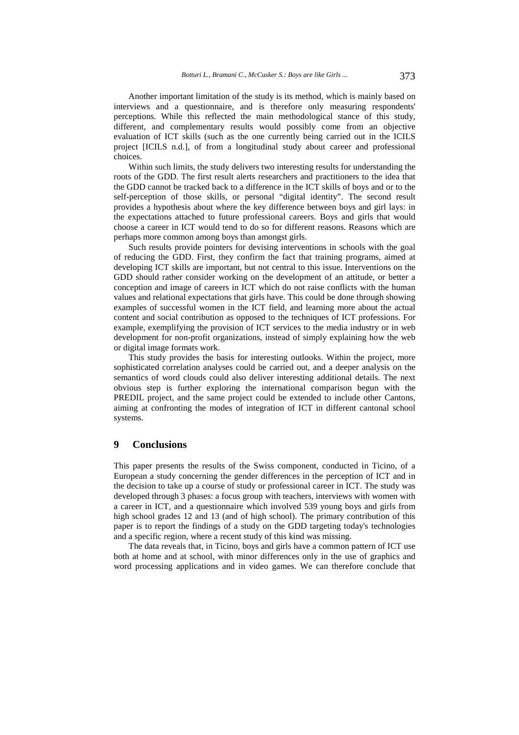Another important limitation of the study is its method, which is mainly based on interviews and a questionnaire, and is therefore only measuring respondents' perceptions. While this reflected the main methodological stance of this study, different, and complementary results would possibly come from an objective evaluation of ICT skills (such as the one currently being carried out in the ICILS project [ICILS n.d.], of from a longitudinal study about career and professional choices.

Within such limits, the study delivers two interesting results for understanding the roots of the GDD. The first result alerts researchers and practitioners to the idea that the GDD cannot be tracked back to a difference in the ICT skills of boys and or to the self-perception of those skills, or personal "digital identity". The second result provides a hypothesis about where the key difference between boys and girl lays: in the expectations attached to future professional careers. Boys and girls that would choose a career in ICT would tend to do so for different reasons. Reasons which are perhaps more common among boys than amongst girls.

Such results provide pointers for devising interventions in schools with the goal of reducing the GDD. First, they confirm the fact that training programs, aimed at developing ICT skills are important, but not central to this issue. Interventions on the GDD should rather consider working on the development of an attitude, or better a conception and image of careers in ICT which do not raise conflicts with the human values and relational expectations that girls have. This could be done through showing examples of successful women in the ICT field, and learning more about the actual content and social contribution as opposed to the techniques of ICT professions. For example, exemplifying the provision of ICT services to the media industry or in web development for non-profit organizations, instead of simply explaining how the web or digital image formats work.

This study provides the basis for interesting outlooks. Within the project, more sophisticated correlation analyses could be carried out, and a deeper analysis on the semantics of word clouds could also deliver interesting additional details. The next obvious step is further exploring the international comparison begun with the PREDIL project, and the same project could be extended to include other Cantons, aiming at confronting the modes of integration of ICT in different cantonal school systems.

## 9 Conclusions

This paper presents the results of the Swiss component, conducted in Ticino, of a European a study concerning the gender differences in the perception of ICT and in the decision to take up a course of study or professional career in ICT. The study was developed through 3 phases: a focus group with teachers, interviews with women with a career in ICT, and a questionnaire which involved 539 young boys and girls from high school grades 12 and 13 (and of high school). The primary contribution of this paper is to report the findings of a study on the GDD targeting today's technologies and a specific region, where a recent study of this kind was missing.

The data reveals that, in Ticino, boys and girls have a common pattern of ICT use both at home and at school, with minor differences only in the use of graphics and word processing applications and in video games. We can therefore conclude that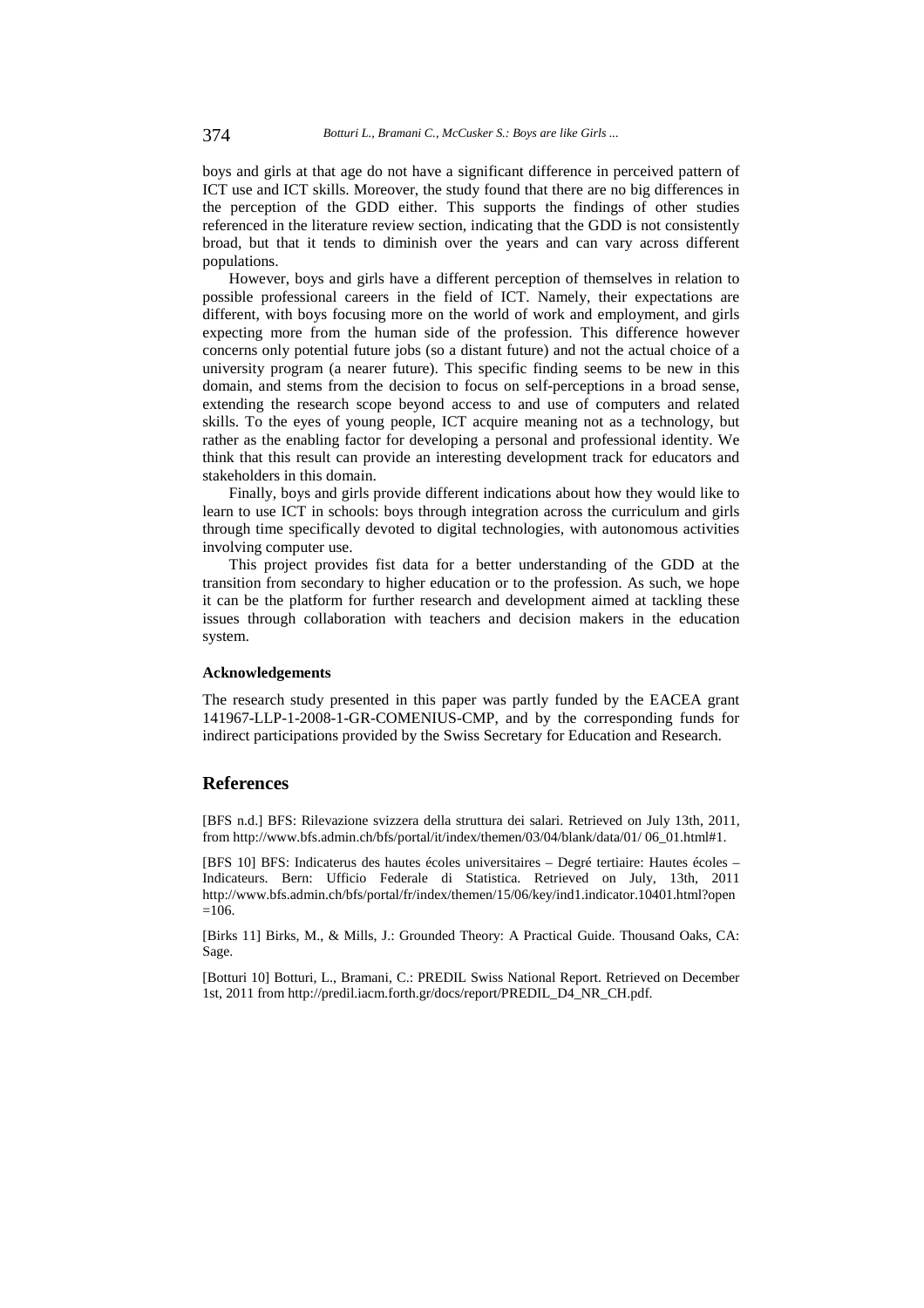boys and girls at that age do not have a significant difference in perceived pattern of ICT use and ICT skills. Moreover, the study found that there are no big differences in the perception of the GDD either. This supports the findings of other studies referenced in the literature review section, indicating that the GDD is not consistently broad, but that it tends to diminish over the years and can vary across different populations.

However, boys and girls have a different perception of themselves in relation to possible professional careers in the field of ICT. Namely, their expectations are different, with boys focusing more on the world of work and employment, and girls expecting more from the human side of the profession. This difference however concerns only potential future jobs (so a distant future) and not the actual choice of a university program (a nearer future). This specific finding seems to be new in this domain, and stems from the decision to focus on self-perceptions in a broad sense, extending the research scope beyond access to and use of computers and related skills. To the eyes of young people, ICT acquire meaning not as a technology, but rather as the enabling factor for developing a personal and professional identity. We think that this result can provide an interesting development track for educators and stakeholders in this domain.

Finally, boys and girls provide different indications about how they would like to learn to use ICT in schools: boys through integration across the curriculum and girls through time specifically devoted to digital technologies, with autonomous activities involving computer use.

This project provides fist data for a better understanding of the GDD at the transition from secondary to higher education or to the profession. As such, we hope it can be the platform for further research and development aimed at tackling these issues through collaboration with teachers and decision makers in the education system.

#### Acknowledgements

The research study presented in this paper was partly funded by the EACEA grant 141967-LLP-1-2008-1-GR-COMENIUS-CMP, and by the corresponding funds for indirect participations provided by the Swiss Secretary for Education and Research.

## References

[BFS n.d.] BFS: Rilevazione svizzera della struttura dei salari. Retrieved on July 13th, 2011, from http://www.bfs.admin.ch/bfs/portal/it/index/themen/03/04/blank/data/01/ 06_01.html#1.

[BFS 10] BFS: Indicaterus des hautes écoles universitaires – Degré tertiaire: Hautes écoles – Indicateurs. Bern: Ufficio Federale di Statistica. Retrieved on July, 13th, 2011 http://www.bfs.admin.ch/bfs/portal/fr/index/themen/15/06/key/ind1.indicator.10401.html?open =106.

[Birks 11] Birks, M., & Mills, J.: Grounded Theory: A Practical Guide. Thousand Oaks, CA: Sage.

[Botturi 10] Botturi, L., Bramani, C.: PREDIL Swiss National Report. Retrieved on December 1st, 2011 from http://predil.iacm.forth.gr/docs/report/PREDIL_D4_NR_CH.pdf.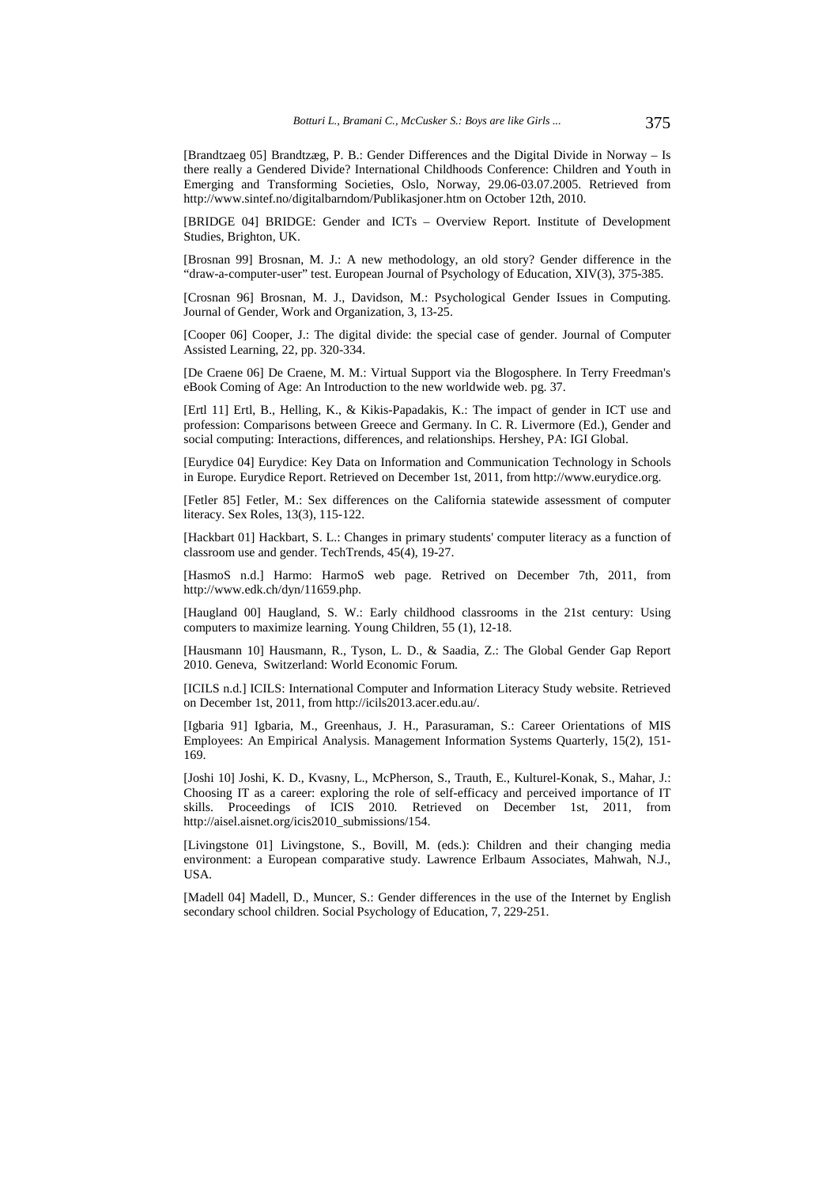[Brandtzaeg 05] Brandtzæg, P. B.: Gender Differences and the Digital Divide in Norway – Is there really a Gendered Divide? International Childhoods Conference: Children and Youth in Emerging and Transforming Societies, Oslo, Norway, 29.06-03.07.2005. Retrieved from http://www.sintef.no/digitalbarndom/Publikasjoner.htm on October 12th, 2010.

[BRIDGE 04] BRIDGE: Gender and ICTs – Overview Report. Institute of Development Studies, Brighton, UK.

[Brosnan 99] Brosnan, M. J.: A new methodology, an old story? Gender difference in the "draw-a-computer-user" test. European Journal of Psychology of Education, XIV(3), 375-385.

[Crosnan 96] Brosnan, M. J., Davidson, M.: Psychological Gender Issues in Computing. Journal of Gender, Work and Organization, 3, 13-25.

[Cooper 06] Cooper, J.: The digital divide: the special case of gender. Journal of Computer Assisted Learning, 22, pp. 320-334.

[De Craene 06] De Craene, M. M.: Virtual Support via the Blogosphere. In Terry Freedman's eBook Coming of Age: An Introduction to the new worldwide web. pg. 37.

[Ertl 11] Ertl, B., Helling, K., & Kikis-Papadakis, K.: The impact of gender in ICT use and profession: Comparisons between Greece and Germany. In C. R. Livermore (Ed.), Gender and social computing: Interactions, differences, and relationships. Hershey, PA: IGI Global.

[Eurydice 04] Eurydice: Key Data on Information and Communication Technology in Schools in Europe. Eurydice Report. Retrieved on December 1st, 2011, from http://www.eurydice.org.

[Fetler 85] Fetler, M.: Sex differences on the California statewide assessment of computer literacy. Sex Roles, 13(3), 115-122.

[Hackbart 01] Hackbart, S. L.: Changes in primary students' computer literacy as a function of classroom use and gender. TechTrends, 45(4), 19-27.

[HasmoS n.d.] Harmo: HarmoS web page. Retrived on December 7th, 2011, from http://www.edk.ch/dyn/11659.php.

[Haugland 00] Haugland, S. W.: Early childhood classrooms in the 21st century: Using computers to maximize learning. Young Children, 55 (1), 12-18.

[Hausmann 10] Hausmann, R., Tyson, L. D., & Saadia, Z.: The Global Gender Gap Report 2010. Geneva, Switzerland: World Economic Forum.

[ICILS n.d.] ICILS: International Computer and Information Literacy Study website. Retrieved on December 1st, 2011, from http://icils2013.acer.edu.au/.

[Igbaria 91] Igbaria, M., Greenhaus, J. H., Parasuraman, S.: Career Orientations of MIS Employees: An Empirical Analysis. Management Information Systems Quarterly, 15(2), 151-169.

[Joshi 10] Joshi, K. D., Kvasny, L., McPherson, S., Trauth, E., Kulturel-Konak, S., Mahar, J.: Choosing IT as a career: exploring the role of self-efficacy and perceived importance of IT skills. Proceedings of ICIS 2010. Retrieved on December 1st, 2011, from http://aisel.aisnet.org/icis2010_submissions/154.

[Livingstone 01] Livingstone, S., Bovill, M. (eds.): Children and their changing media environment: a European comparative study. Lawrence Erlbaum Associates, Mahwah, N.J., USA.

[Madell 04] Madell, D., Muncer, S.: Gender differences in the use of the Internet by English secondary school children. Social Psychology of Education, 7, 229-251.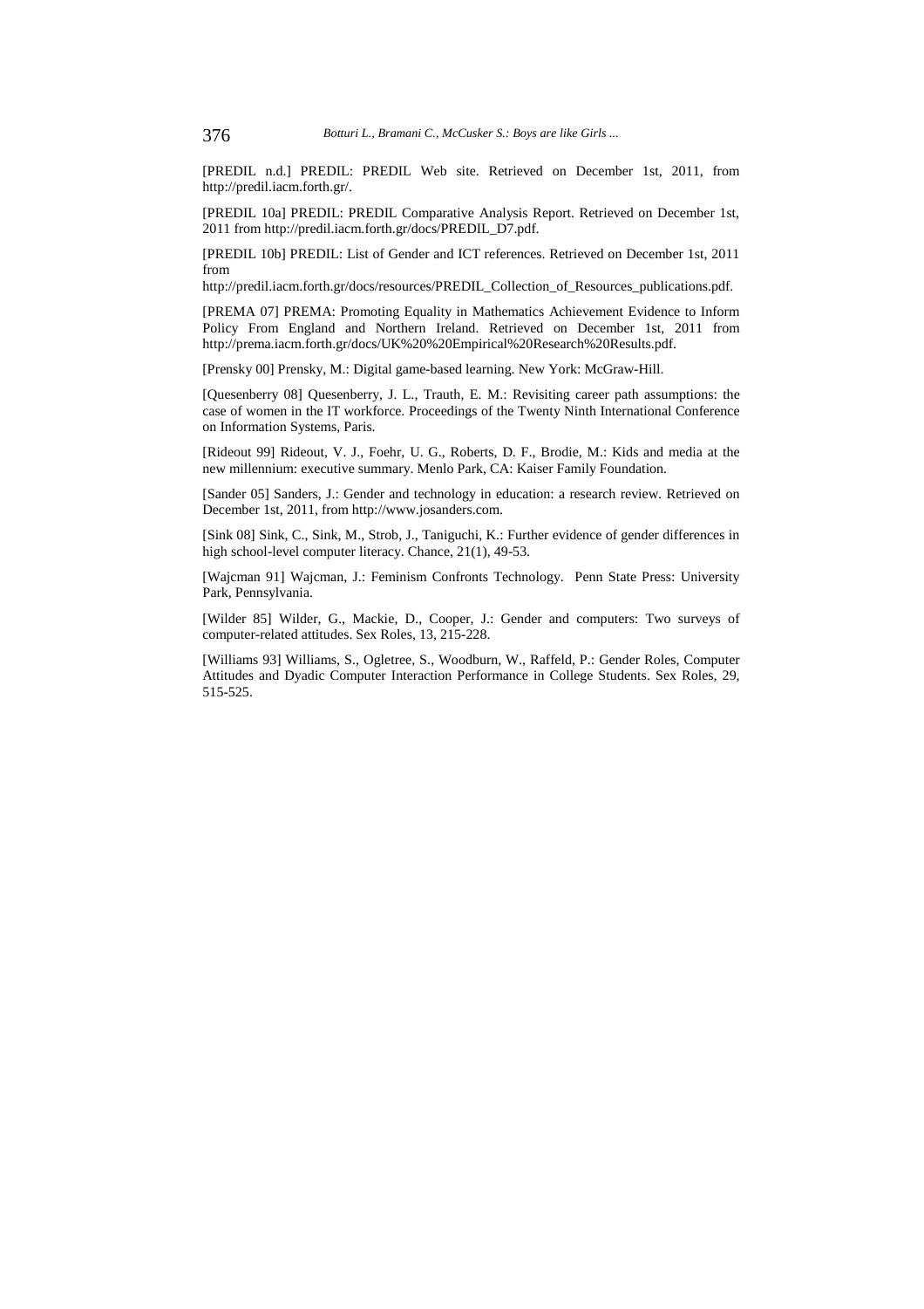[PREDIL n.d.] PREDIL: PREDIL Web site. Retrieved on December 1st, 2011, from http://predil.iacm.forth.gr/.

[PREDIL 10a] PREDIL: PREDIL Comparative Analysis Report. Retrieved on December 1st, 2011 from http://predil.iacm.forth.gr/docs/PREDIL_D7.pdf.

[PREDIL 10b] PREDIL: List of Gender and ICT references. Retrieved on December 1st, 2011 from http://predil.iacm.forth.gr/docs/resources/PREDIL_Collection_of_Resources_publications.pdf.

[PREMA 07] PREMA: Promoting Equality in Mathematics Achievement Evidence to Inform Policy From England and Northern Ireland. Retrieved on December 1st, 2011 from http://prema.iacm.forth.gr/docs/UK%20%20Empirical%20Research%20Results.pdf.

[Prensky 00] Prensky, M.: Digital game-based learning. New York: McGraw-Hill.

[Quesenberry 08] Quesenberry, J. L., Trauth, E. M.: Revisiting career path assumptions: the case of women in the IT workforce. Proceedings of the Twenty Ninth International Conference on Information Systems, Paris.

[Rideout 99] Rideout, V. J., Foehr, U. G., Roberts, D. F., Brodie, M.: Kids and media at the new millennium: executive summary. Menlo Park, CA: Kaiser Family Foundation.

[Sander 05] Sanders, J.: Gender and technology in education: a research review. Retrieved on December 1st, 2011, from http://www.josanders.com.

[Sink 08] Sink, C., Sink, M., Strob, J., Taniguchi, K.: Further evidence of gender differences in high school-level computer literacy. Chance, 21(1), 49-53.

[Wajcman 91] Wajcman, J.: Feminism Confronts Technology. Penn State Press: University Park, Pennsylvania.

[Wilder 85] Wilder, G., Mackie, D., Cooper, J.: Gender and computers: Two surveys of computer-related attitudes. Sex Roles, 13, 215-228.

[Williams 93] Williams, S., Ogletree, S., Woodburn, W., Raffeld, P.: Gender Roles, Computer Attitudes and Dyadic Computer Interaction Performance in College Students. Sex Roles, 29, 515-525.